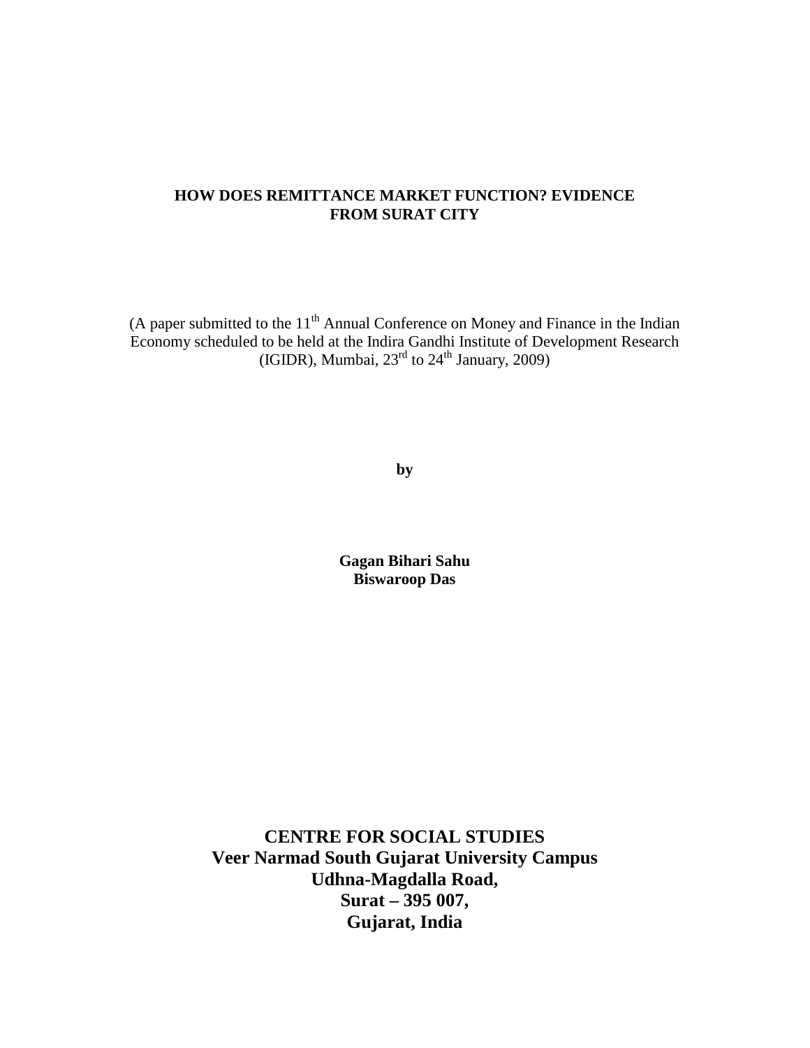# HOW DOES REMITTANCE MARKET FUNCTION? EVIDENCE FROM SURAT CITY

(A paper submitted to the 11th Annual Conference on Money and Finance in the Indian Economy scheduled to be held at the Indira Gandhi Institute of Development Research (IGIDR), Mumbai, 23rd to 24th January, 2009)

**by**

**Gagan Bihari Sahu**
**Biswaroop Das**

**CENTRE FOR SOCIAL STUDIES**
**Veer Narmad South Gujarat University Campus**
**Udhna-Magdalla Road,**
**Surat – 395 007,**
**Gujarat, India**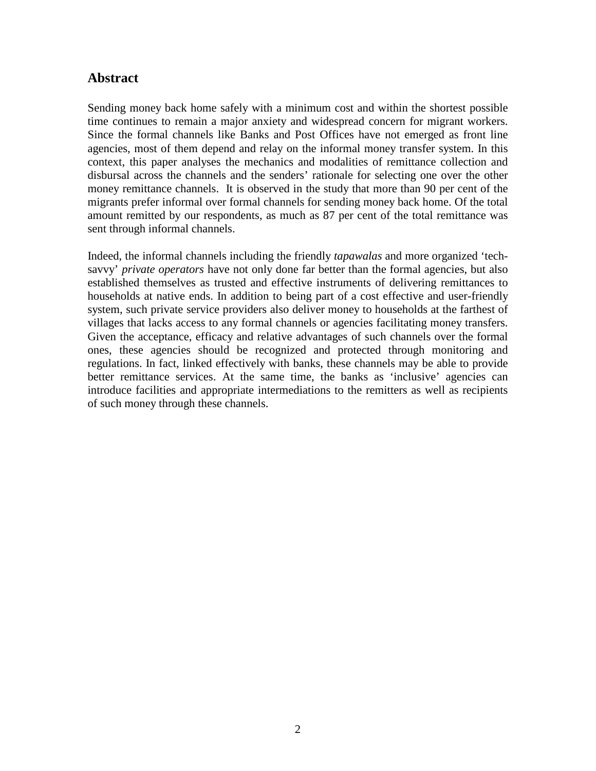## Abstract

Sending money back home safely with a minimum cost and within the shortest possible time continues to remain a major anxiety and widespread concern for migrant workers. Since the formal channels like Banks and Post Offices have not emerged as front line agencies, most of them depend and relay on the informal money transfer system. In this context, this paper analyses the mechanics and modalities of remittance collection and disbursal across the channels and the senders' rationale for selecting one over the other money remittance channels. It is observed in the study that more than 90 per cent of the migrants prefer informal over formal channels for sending money back home. Of the total amount remitted by our respondents, as much as 87 per cent of the total remittance was sent through informal channels.

Indeed, the informal channels including the friendly *tapawalas* and more organized 'tech-savvy' *private operators* have not only done far better than the formal agencies, but also established themselves as trusted and effective instruments of delivering remittances to households at native ends. In addition to being part of a cost effective and user-friendly system, such private service providers also deliver money to households at the farthest of villages that lacks access to any formal channels or agencies facilitating money transfers. Given the acceptance, efficacy and relative advantages of such channels over the formal ones, these agencies should be recognized and protected through monitoring and regulations. In fact, linked effectively with banks, these channels may be able to provide better remittance services. At the same time, the banks as 'inclusive' agencies can introduce facilities and appropriate intermediations to the remitters as well as recipients of such money through these channels.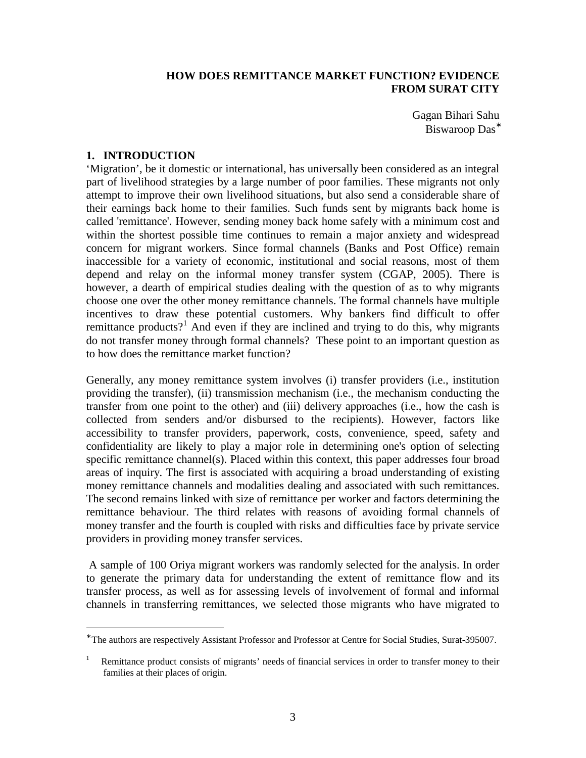# HOW DOES REMITTANCE MARKET FUNCTION? EVIDENCE FROM SURAT CITY

Gagan Bihari Sahu
Biswaroop Das*

## 1. INTRODUCTION

'Migration', be it domestic or international, has universally been considered as an integral part of livelihood strategies by a large number of poor families. These migrants not only attempt to improve their own livelihood situations, but also send a considerable share of their earnings back home to their families. Such funds sent by migrants back home is called 'remittance'. However, sending money back home safely with a minimum cost and within the shortest possible time continues to remain a major anxiety and widespread concern for migrant workers. Since formal channels (Banks and Post Office) remain inaccessible for a variety of economic, institutional and social reasons, most of them depend and relay on the informal money transfer system (CGAP, 2005). There is however, a dearth of empirical studies dealing with the question of as to why migrants choose one over the other money remittance channels. The formal channels have multiple incentives to draw these potential customers. Why bankers find difficult to offer remittance products?[1] And even if they are inclined and trying to do this, why migrants do not transfer money through formal channels? These point to an important question as to how does the remittance market function?

Generally, any money remittance system involves (i) transfer providers (i.e., institution providing the transfer), (ii) transmission mechanism (i.e., the mechanism conducting the transfer from one point to the other) and (iii) delivery approaches (i.e., how the cash is collected from senders and/or disbursed to the recipients). However, factors like accessibility to transfer providers, paperwork, costs, convenience, speed, safety and confidentiality are likely to play a major role in determining one's option of selecting specific remittance channel(s). Placed within this context, this paper addresses four broad areas of inquiry. The first is associated with acquiring a broad understanding of existing money remittance channels and modalities dealing and associated with such remittances. The second remains linked with size of remittance per worker and factors determining the remittance behaviour. The third relates with reasons of avoiding formal channels of money transfer and the fourth is coupled with risks and difficulties face by private service providers in providing money transfer services.

A sample of 100 Oriya migrant workers was randomly selected for the analysis. In order to generate the primary data for understanding the extent of remittance flow and its transfer process, as well as for assessing levels of involvement of formal and informal channels in transferring remittances, we selected those migrants who have migrated to

---

*The authors are respectively Assistant Professor and Professor at Centre for Social Studies, Surat-395007.

[1] Remittance product consists of migrants' needs of financial services in order to transfer money to their families at their places of origin.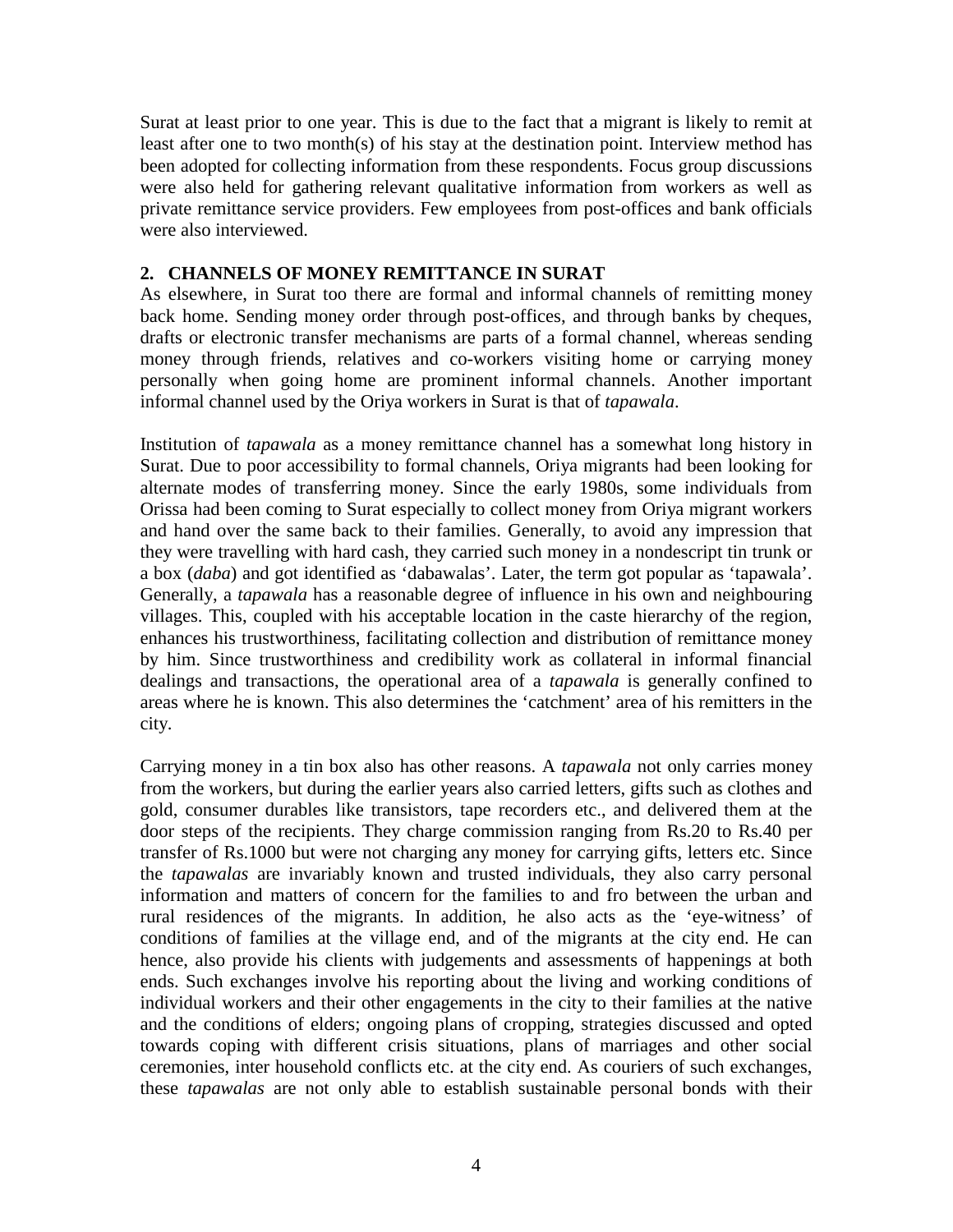Surat at least prior to one year. This is due to the fact that a migrant is likely to remit at least after one to two month(s) of his stay at the destination point. Interview method has been adopted for collecting information from these respondents. Focus group discussions were also held for gathering relevant qualitative information from workers as well as private remittance service providers. Few employees from post-offices and bank officials were also interviewed.

## 2. CHANNELS OF MONEY REMITTANCE IN SURAT

As elsewhere, in Surat too there are formal and informal channels of remitting money back home. Sending money order through post-offices, and through banks by cheques, drafts or electronic transfer mechanisms are parts of a formal channel, whereas sending money through friends, relatives and co-workers visiting home or carrying money personally when going home are prominent informal channels. Another important informal channel used by the Oriya workers in Surat is that of *tapawala*.

Institution of *tapawala* as a money remittance channel has a somewhat long history in Surat. Due to poor accessibility to formal channels, Oriya migrants had been looking for alternate modes of transferring money. Since the early 1980s, some individuals from Orissa had been coming to Surat especially to collect money from Oriya migrant workers and hand over the same back to their families. Generally, to avoid any impression that they were travelling with hard cash, they carried such money in a nondescript tin trunk or a box (*daba*) and got identified as 'dabawalas'. Later, the term got popular as 'tapawala'. Generally, a *tapawala* has a reasonable degree of influence in his own and neighbouring villages. This, coupled with his acceptable location in the caste hierarchy of the region, enhances his trustworthiness, facilitating collection and distribution of remittance money by him. Since trustworthiness and credibility work as collateral in informal financial dealings and transactions, the operational area of a *tapawala* is generally confined to areas where he is known. This also determines the 'catchment' area of his remitters in the city.

Carrying money in a tin box also has other reasons. A *tapawala* not only carries money from the workers, but during the earlier years also carried letters, gifts such as clothes and gold, consumer durables like transistors, tape recorders etc., and delivered them at the door steps of the recipients. They charge commission ranging from Rs.20 to Rs.40 per transfer of Rs.1000 but were not charging any money for carrying gifts, letters etc. Since the *tapawalas* are invariably known and trusted individuals, they also carry personal information and matters of concern for the families to and fro between the urban and rural residences of the migrants. In addition, he also acts as the 'eye-witness' of conditions of families at the village end, and of the migrants at the city end. He can hence, also provide his clients with judgements and assessments of happenings at both ends. Such exchanges involve his reporting about the living and working conditions of individual workers and their other engagements in the city to their families at the native and the conditions of elders; ongoing plans of cropping, strategies discussed and opted towards coping with different crisis situations, plans of marriages and other social ceremonies, inter household conflicts etc. at the city end. As couriers of such exchanges, these *tapawalas* are not only able to establish sustainable personal bonds with their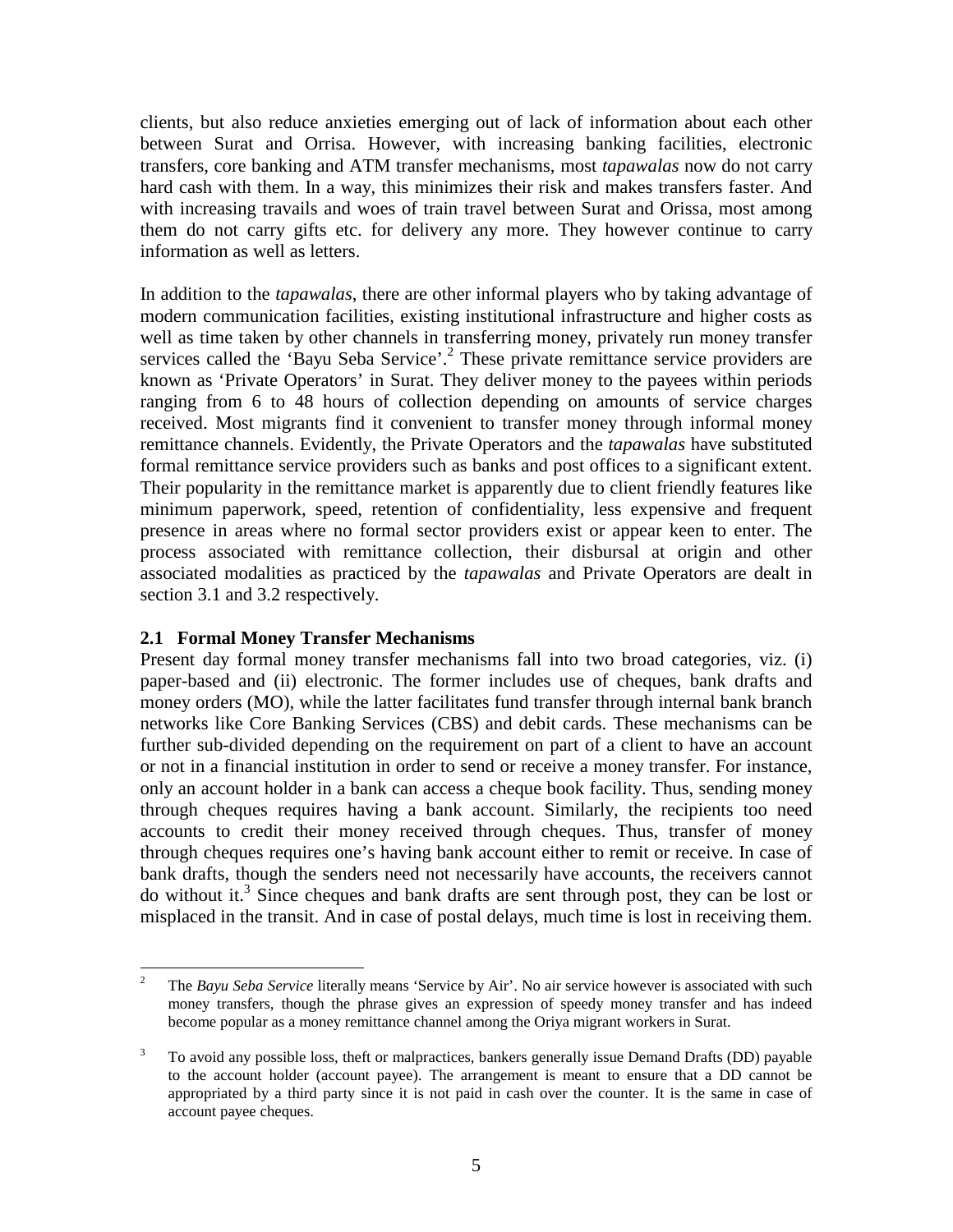clients, but also reduce anxieties emerging out of lack of information about each other between Surat and Orrisa. However, with increasing banking facilities, electronic transfers, core banking and ATM transfer mechanisms, most *tapawalas* now do not carry hard cash with them. In a way, this minimizes their risk and makes transfers faster. And with increasing travails and woes of train travel between Surat and Orissa, most among them do not carry gifts etc. for delivery any more. They however continue to carry information as well as letters.

In addition to the *tapawalas*, there are other informal players who by taking advantage of modern communication facilities, existing institutional infrastructure and higher costs as well as time taken by other channels in transferring money, privately run money transfer services called the 'Bayu Seba Service'.[2] These private remittance service providers are known as 'Private Operators' in Surat. They deliver money to the payees within periods ranging from 6 to 48 hours of collection depending on amounts of service charges received. Most migrants find it convenient to transfer money through informal money remittance channels. Evidently, the Private Operators and the *tapawalas* have substituted formal remittance service providers such as banks and post offices to a significant extent. Their popularity in the remittance market is apparently due to client friendly features like minimum paperwork, speed, retention of confidentiality, less expensive and frequent presence in areas where no formal sector providers exist or appear keen to enter. The process associated with remittance collection, their disbursal at origin and other associated modalities as practiced by the *tapawalas* and Private Operators are dealt in section 3.1 and 3.2 respectively.

### 2.1 Formal Money Transfer Mechanisms

Present day formal money transfer mechanisms fall into two broad categories, viz. (i) paper-based and (ii) electronic. The former includes use of cheques, bank drafts and money orders (MO), while the latter facilitates fund transfer through internal bank branch networks like Core Banking Services (CBS) and debit cards. These mechanisms can be further sub-divided depending on the requirement on part of a client to have an account or not in a financial institution in order to send or receive a money transfer. For instance, only an account holder in a bank can access a cheque book facility. Thus, sending money through cheques requires having a bank account. Similarly, the recipients too need accounts to credit their money received through cheques. Thus, transfer of money through cheques requires one's having bank account either to remit or receive. In case of bank drafts, though the senders need not necessarily have accounts, the receivers cannot do without it.[3] Since cheques and bank drafts are sent through post, they can be lost or misplaced in the transit. And in case of postal delays, much time is lost in receiving them.

---

[2] The *Bayu Seba Service* literally means 'Service by Air'. No air service however is associated with such money transfers, though the phrase gives an expression of speedy money transfer and has indeed become popular as a money remittance channel among the Oriya migrant workers in Surat.

[3] To avoid any possible loss, theft or malpractices, bankers generally issue Demand Drafts (DD) payable to the account holder (account payee). The arrangement is meant to ensure that a DD cannot be appropriated by a third party since it is not paid in cash over the counter. It is the same in case of account payee cheques.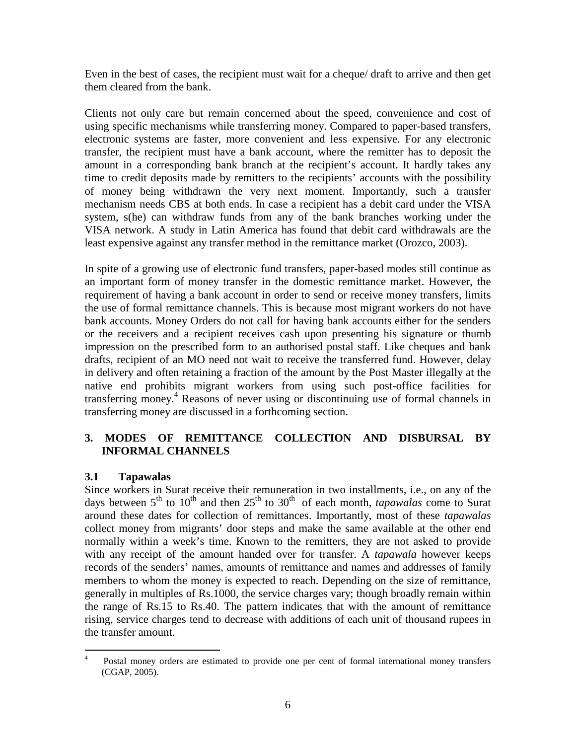Even in the best of cases, the recipient must wait for a cheque/ draft to arrive and then get them cleared from the bank.

Clients not only care but remain concerned about the speed, convenience and cost of using specific mechanisms while transferring money. Compared to paper-based transfers, electronic systems are faster, more convenient and less expensive. For any electronic transfer, the recipient must have a bank account, where the remitter has to deposit the amount in a corresponding bank branch at the recipient's account. It hardly takes any time to credit deposits made by remitters to the recipients' accounts with the possibility of money being withdrawn the very next moment. Importantly, such a transfer mechanism needs CBS at both ends. In case a recipient has a debit card under the VISA system, s(he) can withdraw funds from any of the bank branches working under the VISA network. A study in Latin America has found that debit card withdrawals are the least expensive against any transfer method in the remittance market (Orozco, 2003).

In spite of a growing use of electronic fund transfers, paper-based modes still continue as an important form of money transfer in the domestic remittance market. However, the requirement of having a bank account in order to send or receive money transfers, limits the use of formal remittance channels. This is because most migrant workers do not have bank accounts. Money Orders do not call for having bank accounts either for the senders or the receivers and a recipient receives cash upon presenting his signature or thumb impression on the prescribed form to an authorised postal staff. Like cheques and bank drafts, recipient of an MO need not wait to receive the transferred fund. However, delay in delivery and often retaining a fraction of the amount by the Post Master illegally at the native end prohibits migrant workers from using such post-office facilities for transferring money.[4] Reasons of never using or discontinuing use of formal channels in transferring money are discussed in a forthcoming section.

## 3. MODES OF REMITTANCE COLLECTION AND DISBURSAL BY INFORMAL CHANNELS

### 3.1 Tapawalas

Since workers in Surat receive their remuneration in two installments, i.e., on any of the days between 5th to 10th and then 25th to 30th of each month, *tapawalas* come to Surat around these dates for collection of remittances. Importantly, most of these *tapawalas* collect money from migrants' door steps and make the same available at the other end normally within a week's time. Known to the remitters, they are not asked to provide with any receipt of the amount handed over for transfer. A *tapawala* however keeps records of the senders' names, amounts of remittance and names and addresses of family members to whom the money is expected to reach. Depending on the size of remittance, generally in multiples of Rs.1000, the service charges vary; though broadly remain within the range of Rs.15 to Rs.40. The pattern indicates that with the amount of remittance rising, service charges tend to decrease with additions of each unit of thousand rupees in the transfer amount.

---

[4] Postal money orders are estimated to provide one per cent of formal international money transfers (CGAP, 2005).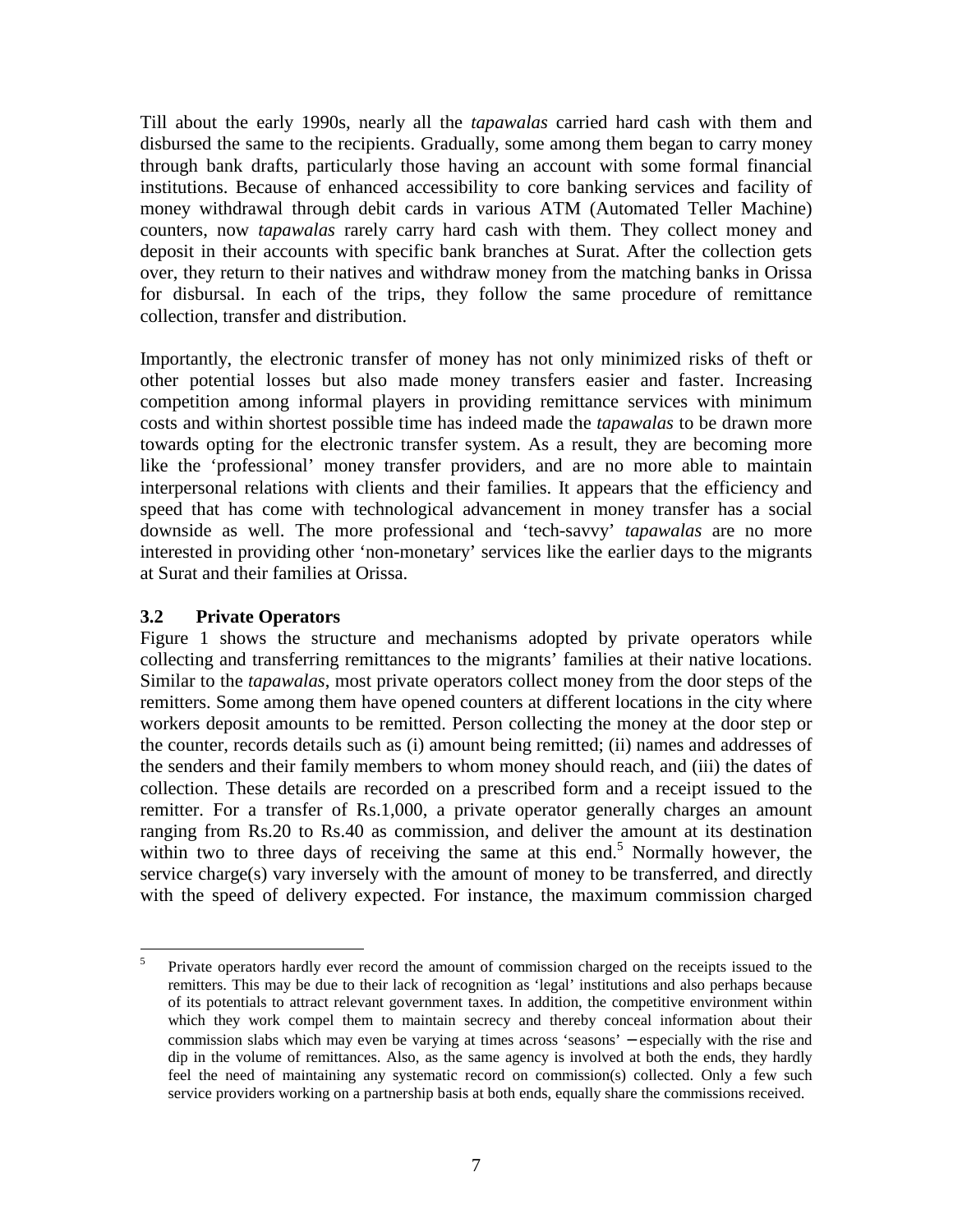Till about the early 1990s, nearly all the *tapawalas* carried hard cash with them and disbursed the same to the recipients. Gradually, some among them began to carry money through bank drafts, particularly those having an account with some formal financial institutions. Because of enhanced accessibility to core banking services and facility of money withdrawal through debit cards in various ATM (Automated Teller Machine) counters, now *tapawalas* rarely carry hard cash with them. They collect money and deposit in their accounts with specific bank branches at Surat. After the collection gets over, they return to their natives and withdraw money from the matching banks in Orissa for disbursal. In each of the trips, they follow the same procedure of remittance collection, transfer and distribution.

Importantly, the electronic transfer of money has not only minimized risks of theft or other potential losses but also made money transfers easier and faster. Increasing competition among informal players in providing remittance services with minimum costs and within shortest possible time has indeed made the *tapawalas* to be drawn more towards opting for the electronic transfer system. As a result, they are becoming more like the 'professional' money transfer providers, and are no more able to maintain interpersonal relations with clients and their families. It appears that the efficiency and speed that has come with technological advancement in money transfer has a social downside as well. The more professional and 'tech-savvy' *tapawalas* are no more interested in providing other 'non-monetary' services like the earlier days to the migrants at Surat and their families at Orissa.

### 3.2 Private Operators

Figure 1 shows the structure and mechanisms adopted by private operators while collecting and transferring remittances to the migrants' families at their native locations. Similar to the *tapawalas*, most private operators collect money from the door steps of the remitters. Some among them have opened counters at different locations in the city where workers deposit amounts to be remitted. Person collecting the money at the door step or the counter, records details such as (i) amount being remitted; (ii) names and addresses of the senders and their family members to whom money should reach, and (iii) the dates of collection. These details are recorded on a prescribed form and a receipt issued to the remitter. For a transfer of Rs.1,000, a private operator generally charges an amount ranging from Rs.20 to Rs.40 as commission, and deliver the amount at its destination within two to three days of receiving the same at this end.[5] Normally however, the service charge(s) vary inversely with the amount of money to be transferred, and directly with the speed of delivery expected. For instance, the maximum commission charged

---

[5] Private operators hardly ever record the amount of commission charged on the receipts issued to the remitters. This may be due to their lack of recognition as 'legal' institutions and also perhaps because of its potentials to attract relevant government taxes. In addition, the competitive environment within which they work compel them to maintain secrecy and thereby conceal information about their commission slabs which may even be varying at times across 'seasons' – especially with the rise and dip in the volume of remittances. Also, as the same agency is involved at both the ends, they hardly feel the need of maintaining any systematic record on commission(s) collected. Only a few such service providers working on a partnership basis at both ends, equally share the commissions received.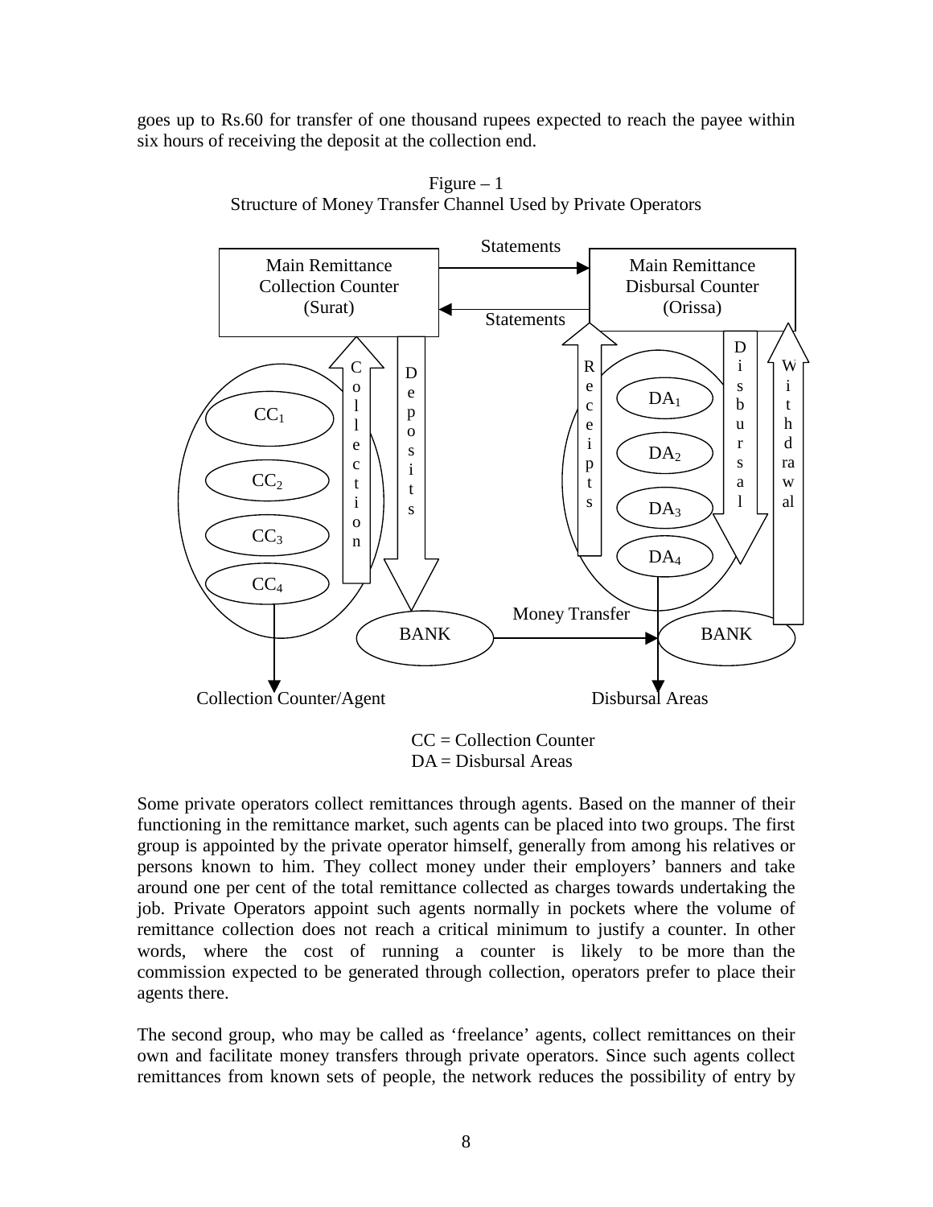goes up to Rs.60 for transfer of one thousand rupees expected to reach the payee within six hours of receiving the deposit at the collection end.

Figure – 1
Structure of Money Transfer Channel Used by Private Operators

Main Remittance Collection Counter (Surat)

Main Remittance Disbursal Counter (Orissa)

Statements

Statements

Collection

Deposits

Receipts

Disbursal

Withdrawal

$CC_1$

$CC_2$

$CC_3$

$CC_4$

$DA_1$

$DA_2$

$DA_3$

$DA_4$

BANK

Money Transfer

BANK

Collection Counter/Agent

Disbursal Areas

CC = Collection Counter
DA = Disbursal Areas

Some private operators collect remittances through agents. Based on the manner of their functioning in the remittance market, such agents can be placed into two groups. The first group is appointed by the private operator himself, generally from among his relatives or persons known to him. They collect money under their employers' banners and take around one per cent of the total remittance collected as charges towards undertaking the job. Private Operators appoint such agents normally in pockets where the volume of remittance collection does not reach a critical minimum to justify a counter. In other words, where the cost of running a counter is likely to be more than the commission expected to be generated through collection, operators prefer to place their agents there.

The second group, who may be called as 'freelance' agents, collect remittances on their own and facilitate money transfers through private operators. Since such agents collect remittances from known sets of people, the network reduces the possibility of entry by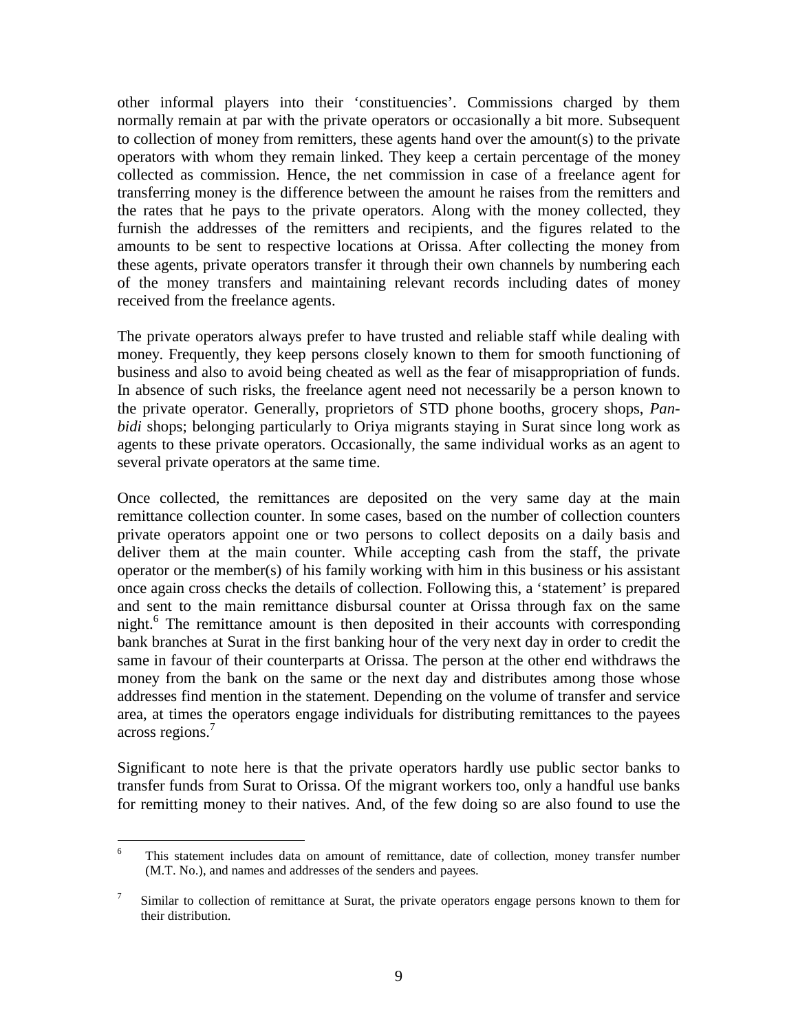other informal players into their 'constituencies'. Commissions charged by them normally remain at par with the private operators or occasionally a bit more. Subsequent to collection of money from remitters, these agents hand over the amount(s) to the private operators with whom they remain linked. They keep a certain percentage of the money collected as commission. Hence, the net commission in case of a freelance agent for transferring money is the difference between the amount he raises from the remitters and the rates that he pays to the private operators. Along with the money collected, they furnish the addresses of the remitters and recipients, and the figures related to the amounts to be sent to respective locations at Orissa. After collecting the money from these agents, private operators transfer it through their own channels by numbering each of the money transfers and maintaining relevant records including dates of money received from the freelance agents.

The private operators always prefer to have trusted and reliable staff while dealing with money. Frequently, they keep persons closely known to them for smooth functioning of business and also to avoid being cheated as well as the fear of misappropriation of funds. In absence of such risks, the freelance agent need not necessarily be a person known to the private operator. Generally, proprietors of STD phone booths, grocery shops, *Pan-bidi* shops; belonging particularly to Oriya migrants staying in Surat since long work as agents to these private operators. Occasionally, the same individual works as an agent to several private operators at the same time.

Once collected, the remittances are deposited on the very same day at the main remittance collection counter. In some cases, based on the number of collection counters private operators appoint one or two persons to collect deposits on a daily basis and deliver them at the main counter. While accepting cash from the staff, the private operator or the member(s) of his family working with him in this business or his assistant once again cross checks the details of collection. Following this, a 'statement' is prepared and sent to the main remittance disbursal counter at Orissa through fax on the same night.[6] The remittance amount is then deposited in their accounts with corresponding bank branches at Surat in the first banking hour of the very next day in order to credit the same in favour of their counterparts at Orissa. The person at the other end withdraws the money from the bank on the same or the next day and distributes among those whose addresses find mention in the statement. Depending on the volume of transfer and service area, at times the operators engage individuals for distributing remittances to the payees across regions.[7]

Significant to note here is that the private operators hardly use public sector banks to transfer funds from Surat to Orissa. Of the migrant workers too, only a handful use banks for remitting money to their natives. And, of the few doing so are also found to use the

---

[6] This statement includes data on amount of remittance, date of collection, money transfer number (M.T. No.), and names and addresses of the senders and payees.

[7] Similar to collection of remittance at Surat, the private operators engage persons known to them for their distribution.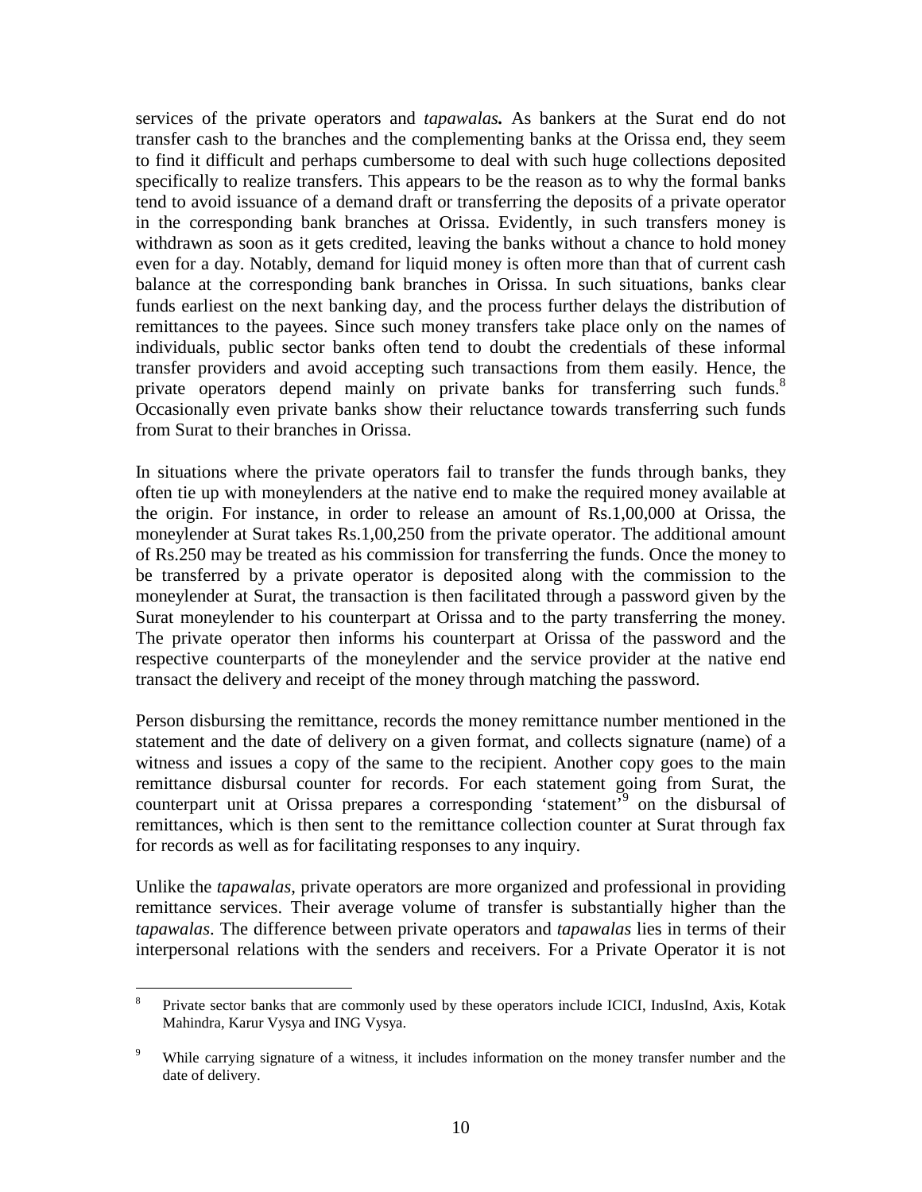services of the private operators and *tapawalas***.** As bankers at the Surat end do not transfer cash to the branches and the complementing banks at the Orissa end, they seem to find it difficult and perhaps cumbersome to deal with such huge collections deposited specifically to realize transfers. This appears to be the reason as to why the formal banks tend to avoid issuance of a demand draft or transferring the deposits of a private operator in the corresponding bank branches at Orissa. Evidently, in such transfers money is withdrawn as soon as it gets credited, leaving the banks without a chance to hold money even for a day. Notably, demand for liquid money is often more than that of current cash balance at the corresponding bank branches in Orissa. In such situations, banks clear funds earliest on the next banking day, and the process further delays the distribution of remittances to the payees. Since such money transfers take place only on the names of individuals, public sector banks often tend to doubt the credentials of these informal transfer providers and avoid accepting such transactions from them easily. Hence, the private operators depend mainly on private banks for transferring such funds.[8] Occasionally even private banks show their reluctance towards transferring such funds from Surat to their branches in Orissa.

In situations where the private operators fail to transfer the funds through banks, they often tie up with moneylenders at the native end to make the required money available at the origin. For instance, in order to release an amount of Rs.1,00,000 at Orissa, the moneylender at Surat takes Rs.1,00,250 from the private operator. The additional amount of Rs.250 may be treated as his commission for transferring the funds. Once the money to be transferred by a private operator is deposited along with the commission to the moneylender at Surat, the transaction is then facilitated through a password given by the Surat moneylender to his counterpart at Orissa and to the party transferring the money. The private operator then informs his counterpart at Orissa of the password and the respective counterparts of the moneylender and the service provider at the native end transact the delivery and receipt of the money through matching the password.

Person disbursing the remittance, records the money remittance number mentioned in the statement and the date of delivery on a given format, and collects signature (name) of a witness and issues a copy of the same to the recipient. Another copy goes to the main remittance disbursal counter for records. For each statement going from Surat, the counterpart unit at Orissa prepares a corresponding 'statement'[9] on the disbursal of remittances, which is then sent to the remittance collection counter at Surat through fax for records as well as for facilitating responses to any inquiry.

Unlike the *tapawalas*, private operators are more organized and professional in providing remittance services. Their average volume of transfer is substantially higher than the *tapawalas*. The difference between private operators and *tapawalas* lies in terms of their interpersonal relations with the senders and receivers. For a Private Operator it is not

---

[8] Private sector banks that are commonly used by these operators include ICICI, IndusInd, Axis, Kotak Mahindra, Karur Vysya and ING Vysya.

[9] While carrying signature of a witness, it includes information on the money transfer number and the date of delivery.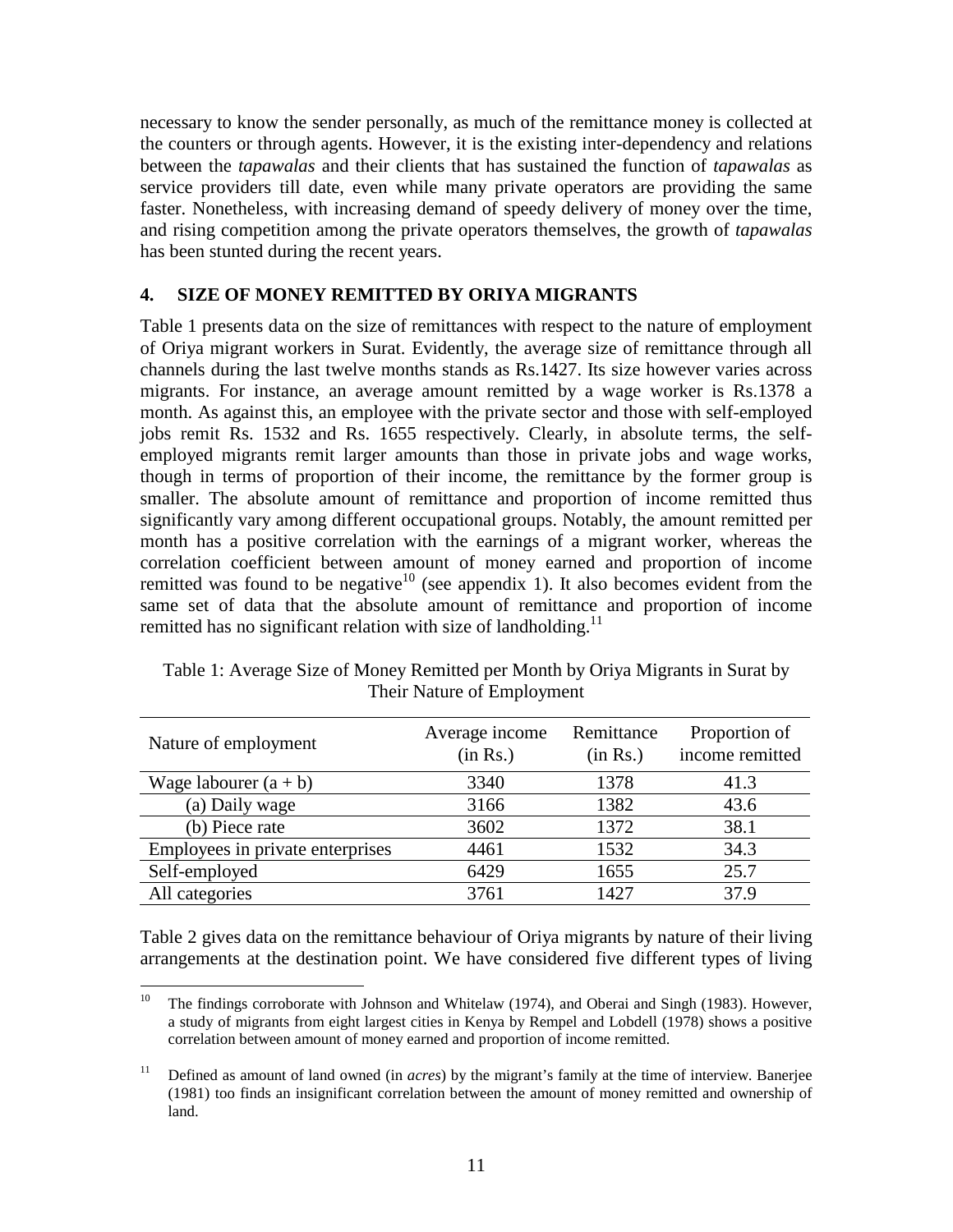necessary to know the sender personally, as much of the remittance money is collected at the counters or through agents. However, it is the existing inter-dependency and relations between the *tapawalas* and their clients that has sustained the function of *tapawalas* as service providers till date, even while many private operators are providing the same faster. Nonetheless, with increasing demand of speedy delivery of money over the time, and rising competition among the private operators themselves, the growth of *tapawalas* has been stunted during the recent years.

## 4. SIZE OF MONEY REMITTED BY ORIYA MIGRANTS

Table 1 presents data on the size of remittances with respect to the nature of employment of Oriya migrant workers in Surat. Evidently, the average size of remittance through all channels during the last twelve months stands as Rs.1427. Its size however varies across migrants. For instance, an average amount remitted by a wage worker is Rs.1378 a month. As against this, an employee with the private sector and those with self-employed jobs remit Rs. 1532 and Rs. 1655 respectively. Clearly, in absolute terms, the self-employed migrants remit larger amounts than those in private jobs and wage works, though in terms of proportion of their income, the remittance by the former group is smaller. The absolute amount of remittance and proportion of income remitted thus significantly vary among different occupational groups. Notably, the amount remitted per month has a positive correlation with the earnings of a migrant worker, whereas the correlation coefficient between amount of money earned and proportion of income remitted was found to be negative[10] (see appendix 1). It also becomes evident from the same set of data that the absolute amount of remittance and proportion of income remitted has no significant relation with size of landholding.[11]

Table 1: Average Size of Money Remitted per Month by Oriya Migrants in Surat by Their Nature of Employment

| Nature of employment | Average income (in Rs.) | Remittance (in Rs.) | Proportion of income remitted |
|---|---|---|---|
| Wage labourer (a + b) | 3340 | 1378 | 41.3 |
| (a) Daily wage | 3166 | 1382 | 43.6 |
| (b) Piece rate | 3602 | 1372 | 38.1 |
| Employees in private enterprises | 4461 | 1532 | 34.3 |
| Self-employed | 6429 | 1655 | 25.7 |
| All categories | 3761 | 1427 | 37.9 |

Table 2 gives data on the remittance behaviour of Oriya migrants by nature of their living arrangements at the destination point. We have considered five different types of living

---

[10] The findings corroborate with Johnson and Whitelaw (1974), and Oberai and Singh (1983). However, a study of migrants from eight largest cities in Kenya by Rempel and Lobdell (1978) shows a positive correlation between amount of money earned and proportion of income remitted.

[11] Defined as amount of land owned (in *acres*) by the migrant's family at the time of interview. Banerjee (1981) too finds an insignificant correlation between the amount of money remitted and ownership of land.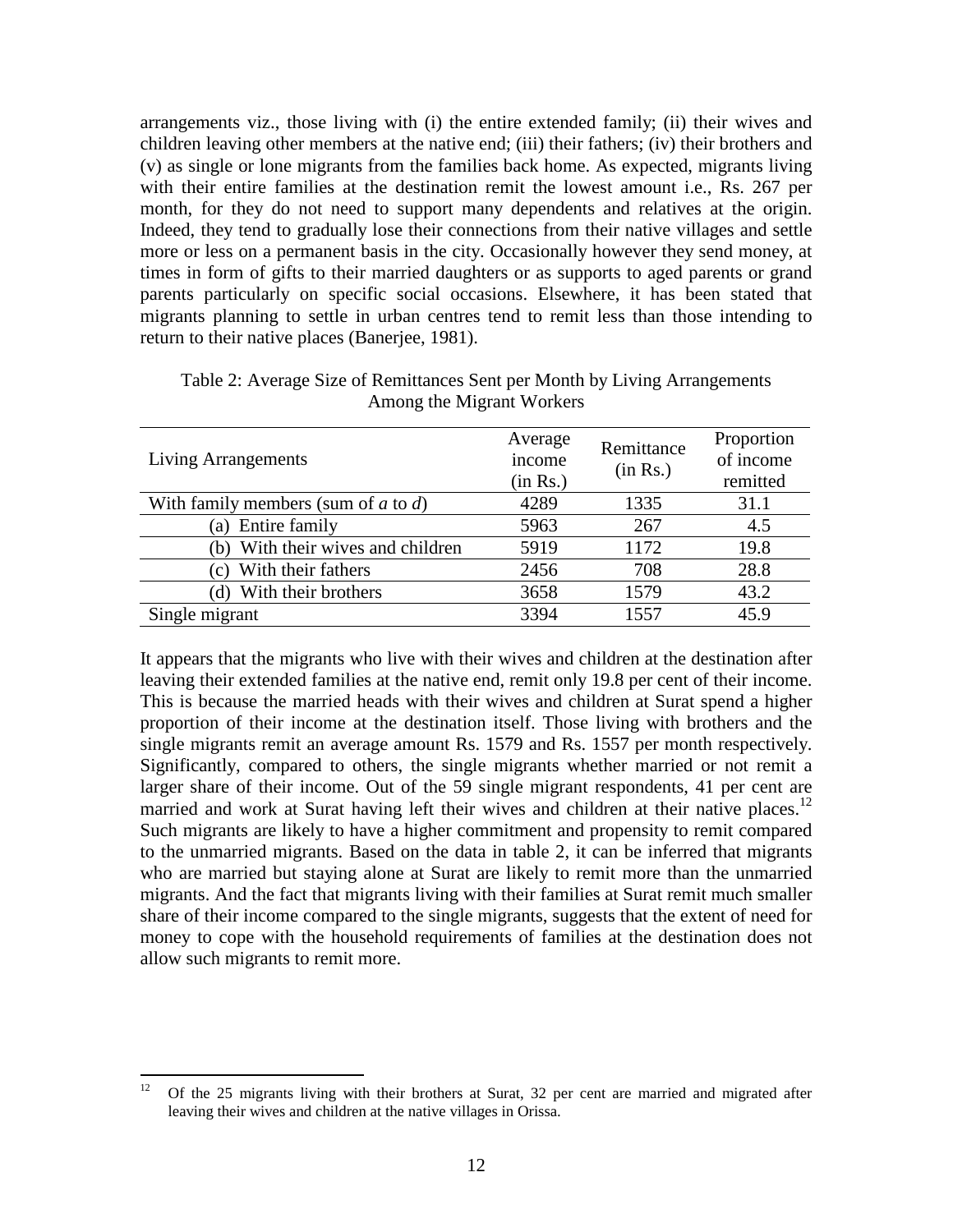arrangements viz., those living with (i) the entire extended family; (ii) their wives and children leaving other members at the native end; (iii) their fathers; (iv) their brothers and (v) as single or lone migrants from the families back home. As expected, migrants living with their entire families at the destination remit the lowest amount i.e., Rs. 267 per month, for they do not need to support many dependents and relatives at the origin. Indeed, they tend to gradually lose their connections from their native villages and settle more or less on a permanent basis in the city. Occasionally however they send money, at times in form of gifts to their married daughters or as supports to aged parents or grand parents particularly on specific social occasions. Elsewhere, it has been stated that migrants planning to settle in urban centres tend to remit less than those intending to return to their native places (Banerjee, 1981).

Table 2: Average Size of Remittances Sent per Month by Living Arrangements Among the Migrant Workers

| Living Arrangements | Average income (in Rs.) | Remittance (in Rs.) | Proportion of income remitted |
|---|---|---|---|
| With family members (sum of *a* to *d*) | 4289 | 1335 | 31.1 |
| (a) Entire family | 5963 | 267 | 4.5 |
| (b) With their wives and children | 5919 | 1172 | 19.8 |
| (c) With their fathers | 2456 | 708 | 28.8 |
| (d) With their brothers | 3658 | 1579 | 43.2 |
| Single migrant | 3394 | 1557 | 45.9 |

It appears that the migrants who live with their wives and children at the destination after leaving their extended families at the native end, remit only 19.8 per cent of their income. This is because the married heads with their wives and children at Surat spend a higher proportion of their income at the destination itself. Those living with brothers and the single migrants remit an average amount Rs. 1579 and Rs. 1557 per month respectively. Significantly, compared to others, the single migrants whether married or not remit a larger share of their income. Out of the 59 single migrant respondents, 41 per cent are married and work at Surat having left their wives and children at their native places.[12] Such migrants are likely to have a higher commitment and propensity to remit compared to the unmarried migrants. Based on the data in table 2, it can be inferred that migrants who are married but staying alone at Surat are likely to remit more than the unmarried migrants. And the fact that migrants living with their families at Surat remit much smaller share of their income compared to the single migrants, suggests that the extent of need for money to cope with the household requirements of families at the destination does not allow such migrants to remit more.

[12] Of the 25 migrants living with their brothers at Surat, 32 per cent are married and migrated after leaving their wives and children at the native villages in Orissa.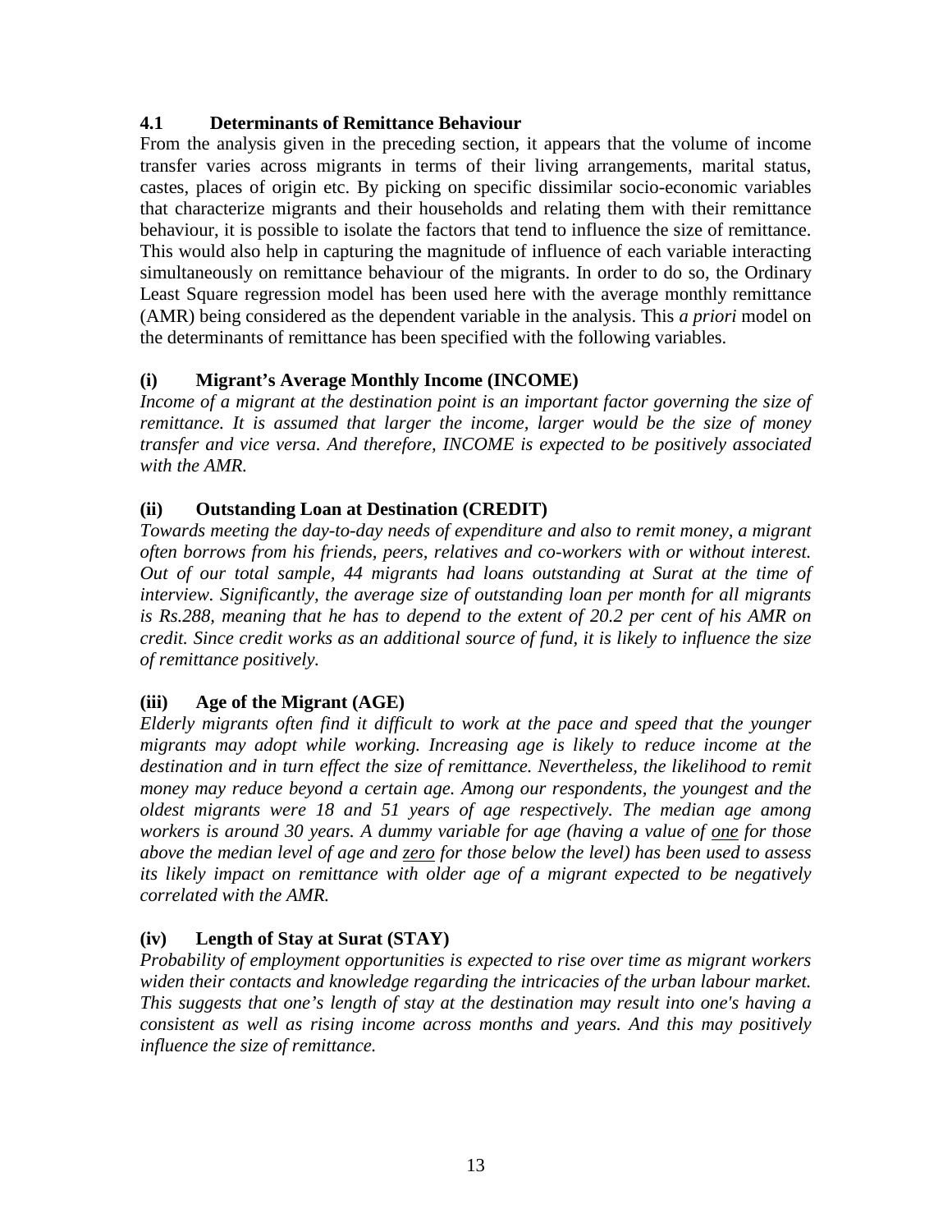### 4.1 Determinants of Remittance Behaviour

From the analysis given in the preceding section, it appears that the volume of income transfer varies across migrants in terms of their living arrangements, marital status, castes, places of origin etc. By picking on specific dissimilar socio-economic variables that characterize migrants and their households and relating them with their remittance behaviour, it is possible to isolate the factors that tend to influence the size of remittance. This would also help in capturing the magnitude of influence of each variable interacting simultaneously on remittance behaviour of the migrants. In order to do so, the Ordinary Least Square regression model has been used here with the average monthly remittance (AMR) being considered as the dependent variable in the analysis. This *a priori* model on the determinants of remittance has been specified with the following variables.

#### (i) Migrant's Average Monthly Income (INCOME)

*Income of a migrant at the destination point is an important factor governing the size of remittance. It is assumed that larger the income, larger would be the size of money transfer and vice versa. And therefore, INCOME is expected to be positively associated with the AMR.*

#### (ii) Outstanding Loan at Destination (CREDIT)

*Towards meeting the day-to-day needs of expenditure and also to remit money, a migrant often borrows from his friends, peers, relatives and co-workers with or without interest. Out of our total sample, 44 migrants had loans outstanding at Surat at the time of interview. Significantly, the average size of outstanding loan per month for all migrants is Rs.288, meaning that he has to depend to the extent of 20.2 per cent of his AMR on credit. Since credit works as an additional source of fund, it is likely to influence the size of remittance positively.*

#### (iii) Age of the Migrant (AGE)

*Elderly migrants often find it difficult to work at the pace and speed that the younger migrants may adopt while working. Increasing age is likely to reduce income at the destination and in turn effect the size of remittance. Nevertheless, the likelihood to remit money may reduce beyond a certain age. Among our respondents, the youngest and the oldest migrants were 18 and 51 years of age respectively. The median age among workers is around 30 years. A dummy variable for age (having a value of one for those above the median level of age and zero for those below the level) has been used to assess its likely impact on remittance with older age of a migrant expected to be negatively correlated with the AMR.*

#### (iv) Length of Stay at Surat (STAY)

*Probability of employment opportunities is expected to rise over time as migrant workers widen their contacts and knowledge regarding the intricacies of the urban labour market. This suggests that one's length of stay at the destination may result into one's having a consistent as well as rising income across months and years. And this may positively influence the size of remittance.*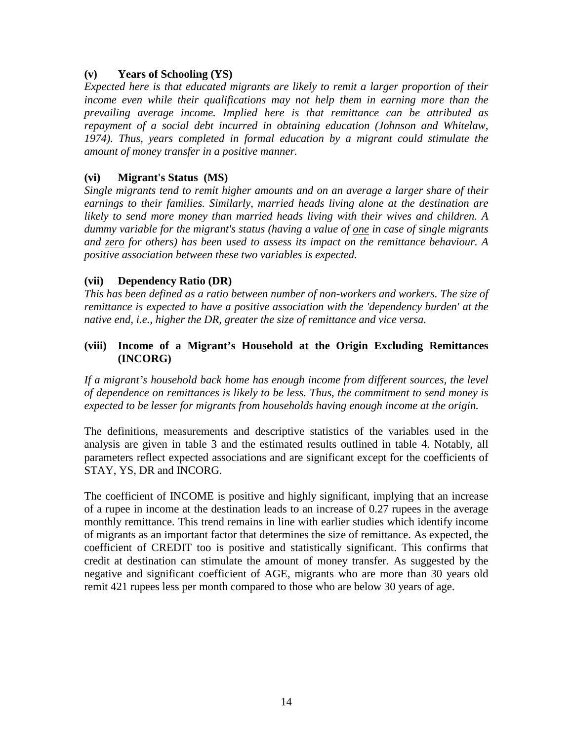### (v) Years of Schooling (YS)

*Expected here is that educated migrants are likely to remit a larger proportion of their income even while their qualifications may not help them in earning more than the prevailing average income. Implied here is that remittance can be attributed as repayment of a social debt incurred in obtaining education (Johnson and Whitelaw, 1974). Thus, years completed in formal education by a migrant could stimulate the amount of money transfer in a positive manner.*

### (vi) Migrant's Status (MS)

*Single migrants tend to remit higher amounts and on an average a larger share of their earnings to their families. Similarly, married heads living alone at the destination are likely to send more money than married heads living with their wives and children. A dummy variable for the migrant's status (having a value of <u>one</u> in case of single migrants and <u>zero</u> for others) has been used to assess its impact on the remittance behaviour. A positive association between these two variables is expected.*

### (vii) Dependency Ratio (DR)

*This has been defined as a ratio between number of non-workers and workers. The size of remittance is expected to have a positive association with the 'dependency burden' at the native end, i.e., higher the DR, greater the size of remittance and vice versa.*

### (viii) Income of a Migrant's Household at the Origin Excluding Remittances (INCORG)

*If a migrant's household back home has enough income from different sources, the level of dependence on remittances is likely to be less. Thus, the commitment to send money is expected to be lesser for migrants from households having enough income at the origin.*

The definitions, measurements and descriptive statistics of the variables used in the analysis are given in table 3 and the estimated results outlined in table 4. Notably, all parameters reflect expected associations and are significant except for the coefficients of STAY, YS, DR and INCORG.

The coefficient of INCOME is positive and highly significant, implying that an increase of a rupee in income at the destination leads to an increase of 0.27 rupees in the average monthly remittance. This trend remains in line with earlier studies which identify income of migrants as an important factor that determines the size of remittance. As expected, the coefficient of CREDIT too is positive and statistically significant. This confirms that credit at destination can stimulate the amount of money transfer. As suggested by the negative and significant coefficient of AGE, migrants who are more than 30 years old remit 421 rupees less per month compared to those who are below 30 years of age.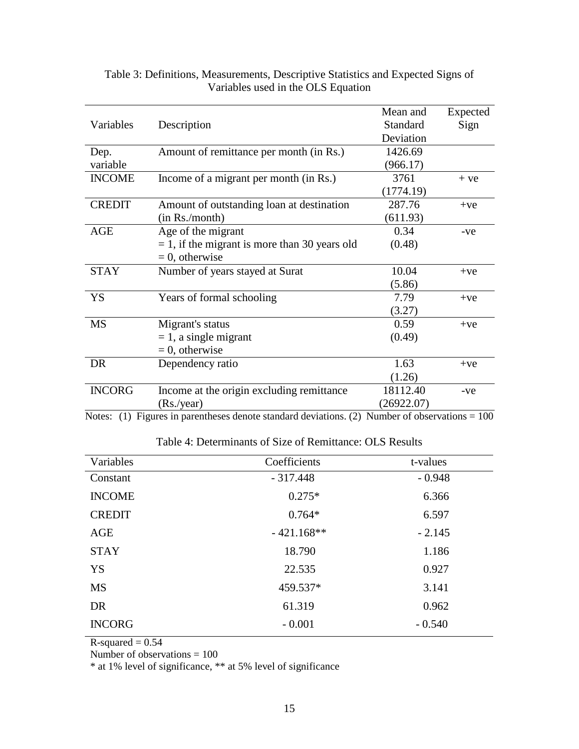Table 3: Definitions, Measurements, Descriptive Statistics and Expected Signs of Variables used in the OLS Equation

| Variables | Description | Mean and Standard Deviation | Expected Sign |
|---|---|---|---|
| Dep. variable | Amount of remittance per month (in Rs.) | 1426.69 (966.17) | |
| INCOME | Income of a migrant per month (in Rs.) | 3761 (1774.19) | + ve |
| CREDIT | Amount of outstanding loan at destination (in Rs./month) | 287.76 (611.93) | +ve |
| AGE | Age of the migrant<br>= 1, if the migrant is more than 30 years old<br>= 0, otherwise | 0.34 (0.48) | -ve |
| STAY | Number of years stayed at Surat | 10.04 (5.86) | +ve |
| YS | Years of formal schooling | 7.79 (3.27) | +ve |
| MS | Migrant's status<br>= 1, a single migrant<br>= 0, otherwise | 0.59 (0.49) | +ve |
| DR | Dependency ratio | 1.63 (1.26) | +ve |
| INCORG | Income at the origin excluding remittance (Rs./year) | 18112.40 (26922.07) | -ve |

Notes: (1) Figures in parentheses denote standard deviations. (2) Number of observations = 100

Table 4: Determinants of Size of Remittance: OLS Results

| Variables | Coefficients | t-values |
|---|---|---|
| Constant | - 317.448 | - 0.948 |
| INCOME | 0.275* | 6.366 |
| CREDIT | 0.764* | 6.597 |
| AGE | - 421.168** | - 2.145 |
| STAY | 18.790 | 1.186 |
| YS | 22.535 | 0.927 |
| MS | 459.537* | 3.141 |
| DR | 61.319 | 0.962 |
| INCORG | - 0.001 | - 0.540 |

R-squared = 0.54

Number of observations = 100

* at 1% level of significance, ** at 5% level of significance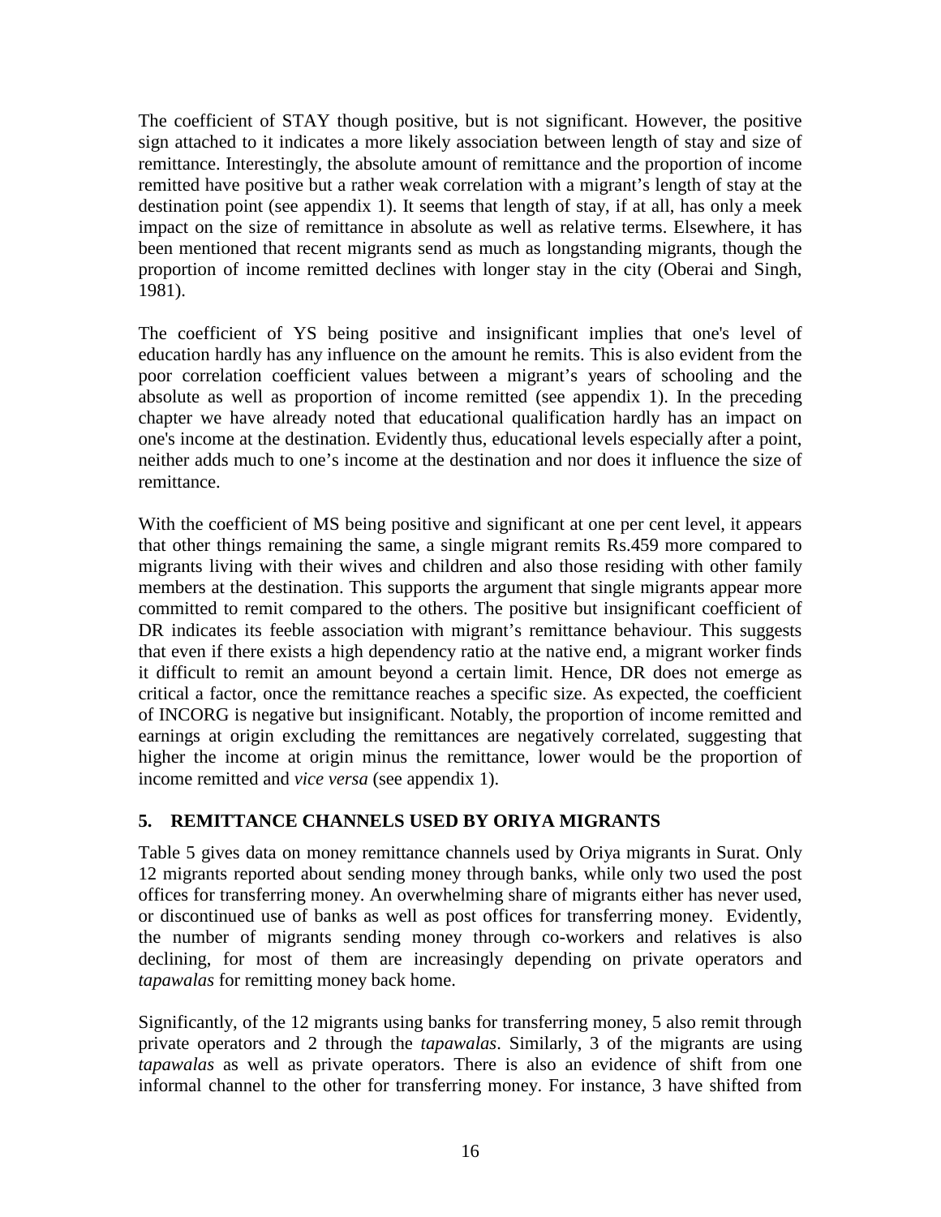The coefficient of STAY though positive, but is not significant. However, the positive sign attached to it indicates a more likely association between length of stay and size of remittance. Interestingly, the absolute amount of remittance and the proportion of income remitted have positive but a rather weak correlation with a migrant's length of stay at the destination point (see appendix 1). It seems that length of stay, if at all, has only a meek impact on the size of remittance in absolute as well as relative terms. Elsewhere, it has been mentioned that recent migrants send as much as longstanding migrants, though the proportion of income remitted declines with longer stay in the city (Oberai and Singh, 1981).

The coefficient of YS being positive and insignificant implies that one's level of education hardly has any influence on the amount he remits. This is also evident from the poor correlation coefficient values between a migrant's years of schooling and the absolute as well as proportion of income remitted (see appendix 1). In the preceding chapter we have already noted that educational qualification hardly has an impact on one's income at the destination. Evidently thus, educational levels especially after a point, neither adds much to one's income at the destination and nor does it influence the size of remittance.

With the coefficient of MS being positive and significant at one per cent level, it appears that other things remaining the same, a single migrant remits Rs.459 more compared to migrants living with their wives and children and also those residing with other family members at the destination. This supports the argument that single migrants appear more committed to remit compared to the others. The positive but insignificant coefficient of DR indicates its feeble association with migrant's remittance behaviour. This suggests that even if there exists a high dependency ratio at the native end, a migrant worker finds it difficult to remit an amount beyond a certain limit. Hence, DR does not emerge as critical a factor, once the remittance reaches a specific size. As expected, the coefficient of INCORG is negative but insignificant. Notably, the proportion of income remitted and earnings at origin excluding the remittances are negatively correlated, suggesting that higher the income at origin minus the remittance, lower would be the proportion of income remitted and *vice versa* (see appendix 1).

## 5. REMITTANCE CHANNELS USED BY ORIYA MIGRANTS

Table 5 gives data on money remittance channels used by Oriya migrants in Surat. Only 12 migrants reported about sending money through banks, while only two used the post offices for transferring money. An overwhelming share of migrants either has never used, or discontinued use of banks as well as post offices for transferring money. Evidently, the number of migrants sending money through co-workers and relatives is also declining, for most of them are increasingly depending on private operators and *tapawalas* for remitting money back home.

Significantly, of the 12 migrants using banks for transferring money, 5 also remit through private operators and 2 through the *tapawalas*. Similarly, 3 of the migrants are using *tapawalas* as well as private operators. There is also an evidence of shift from one informal channel to the other for transferring money. For instance, 3 have shifted from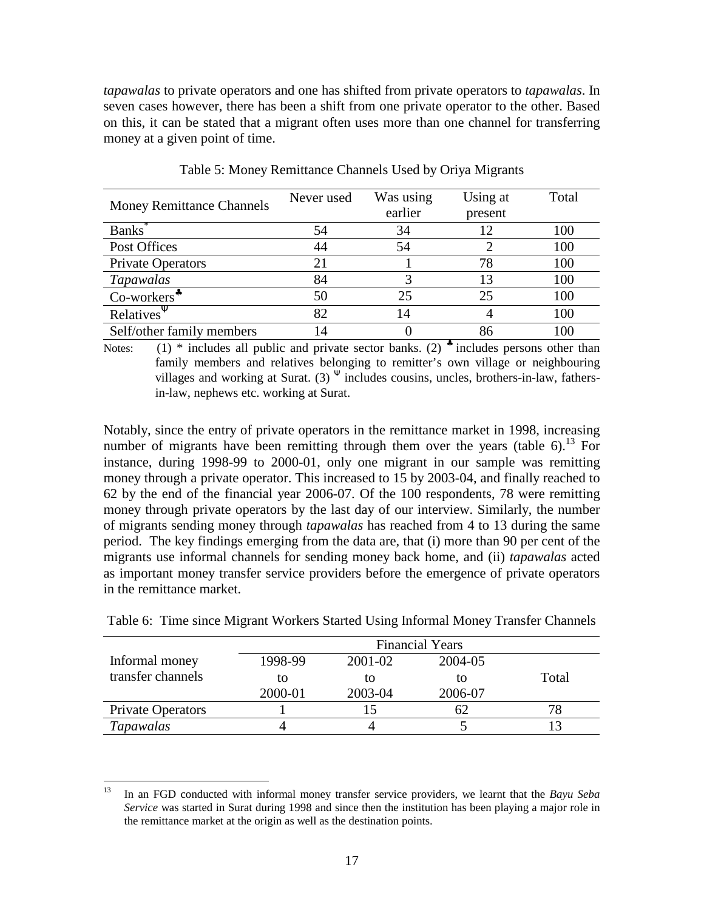*tapawalas* to private operators and one has shifted from private operators to *tapawalas*. In seven cases however, there has been a shift from one private operator to the other. Based on this, it can be stated that a migrant often uses more than one channel for transferring money at a given point of time.

Table 5: Money Remittance Channels Used by Oriya Migrants

| Money Remittance Channels | Never used | Was using earlier | Using at present | Total |
|---|---|---|---|---|
| Banks* | 54 | 34 | 12 | 100 |
| Post Offices | 44 | 54 | 2 | 100 |
| Private Operators | 21 | 1 | 78 | 100 |
| *Tapawalas* | 84 | 3 | 13 | 100 |
| Co-workers♣ | 50 | 25 | 25 | 100 |
| Relatives$^{\Psi}$ | 82 | 14 | 4 | 100 |
| Self/other family members | 14 | 0 | 86 | 100 |

Notes: (1) * includes all public and private sector banks. (2) ♣ includes persons other than family members and relatives belonging to remitter's own village or neighbouring villages and working at Surat. (3) $^{\Psi}$ includes cousins, uncles, brothers-in-law, fathers-in-law, nephews etc. working at Surat.

Notably, since the entry of private operators in the remittance market in 1998, increasing number of migrants have been remitting through them over the years (table 6).[13] For instance, during 1998-99 to 2000-01, only one migrant in our sample was remitting money through a private operator. This increased to 15 by 2003-04, and finally reached to 62 by the end of the financial year 2006-07. Of the 100 respondents, 78 were remitting money through private operators by the last day of our interview. Similarly, the number of migrants sending money through *tapawalas* has reached from 4 to 13 during the same period. The key findings emerging from the data are, that (i) more than 90 per cent of the migrants use informal channels for sending money back home, and (ii) *tapawalas* acted as important money transfer service providers before the emergence of private operators in the remittance market.

Table 6: Time since Migrant Workers Started Using Informal Money Transfer Channels

| Informal money transfer channels | Financial Years | | | |
|---|---|---|---|---|
| | 1998-99 to 2000-01 | 2001-02 to 2003-04 | 2004-05 to 2006-07 | Total |
| Private Operators | 1 | 15 | 62 | 78 |
| *Tapawalas* | 4 | 4 | 5 | 13 |

[13] In an FGD conducted with informal money transfer service providers, we learnt that the *Bayu Seba Service* was started in Surat during 1998 and since then the institution has been playing a major role in the remittance market at the origin as well as the destination points.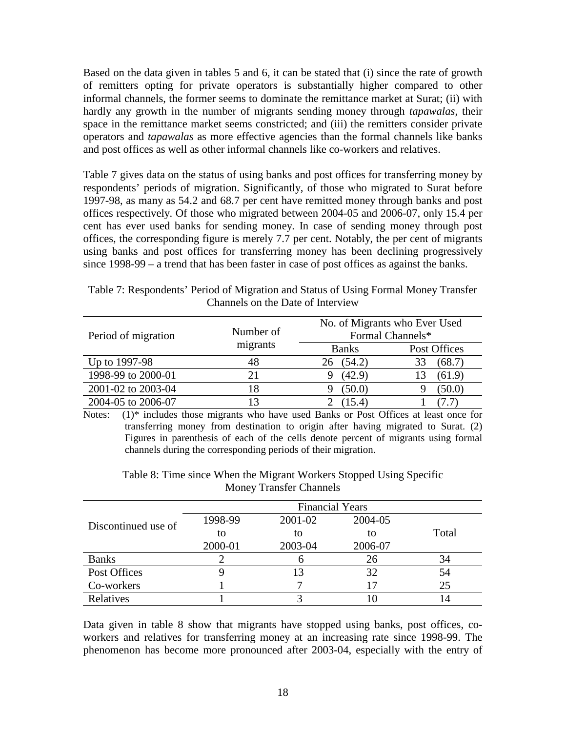Based on the data given in tables 5 and 6, it can be stated that (i) since the rate of growth of remitters opting for private operators is substantially higher compared to other informal channels, the former seems to dominate the remittance market at Surat; (ii) with hardly any growth in the number of migrants sending money through *tapawalas*, their space in the remittance market seems constricted; and (iii) the remitters consider private operators and *tapawalas* as more effective agencies than the formal channels like banks and post offices as well as other informal channels like co-workers and relatives.

Table 7 gives data on the status of using banks and post offices for transferring money by respondents' periods of migration. Significantly, of those who migrated to Surat before 1997-98, as many as 54.2 and 68.7 per cent have remitted money through banks and post offices respectively. Of those who migrated between 2004-05 and 2006-07, only 15.4 per cent has ever used banks for sending money. In case of sending money through post offices, the corresponding figure is merely 7.7 per cent. Notably, the per cent of migrants using banks and post offices for transferring money has been declining progressively since 1998-99 – a trend that has been faster in case of post offices as against the banks.

Table 7: Respondents' Period of Migration and Status of Using Formal Money Transfer Channels on the Date of Interview

| Period of migration | Number of migrants | No. of Migrants who Ever Used Formal Channels* | |
|---|---|---|---|
| | | Banks | Post Offices |
| Up to 1997-98 | 48 | 26 (54.2) | 33 (68.7) |
| 1998-99 to 2000-01 | 21 | 9 (42.9) | 13 (61.9) |
| 2001-02 to 2003-04 | 18 | 9 (50.0) | 9 (50.0) |
| 2004-05 to 2006-07 | 13 | 2 (15.4) | 1 (7.7) |

Notes: (1)* includes those migrants who have used Banks or Post Offices at least once for transferring money from destination to origin after having migrated to Surat. (2) Figures in parenthesis of each of the cells denote percent of migrants using formal channels during the corresponding periods of their migration.

Table 8: Time since When the Migrant Workers Stopped Using Specific Money Transfer Channels

| Discontinued use of | Financial Years | | | |
|---|---|---|---|---|
| | 1998-99 to 2000-01 | 2001-02 to 2003-04 | 2004-05 to 2006-07 | Total |
| Banks | 2 | 6 | 26 | 34 |
| Post Offices | 9 | 13 | 32 | 54 |
| Co-workers | 1 | 7 | 17 | 25 |
| Relatives | 1 | 3 | 10 | 14 |

Data given in table 8 show that migrants have stopped using banks, post offices, co-workers and relatives for transferring money at an increasing rate since 1998-99. The phenomenon has become more pronounced after 2003-04, especially with the entry of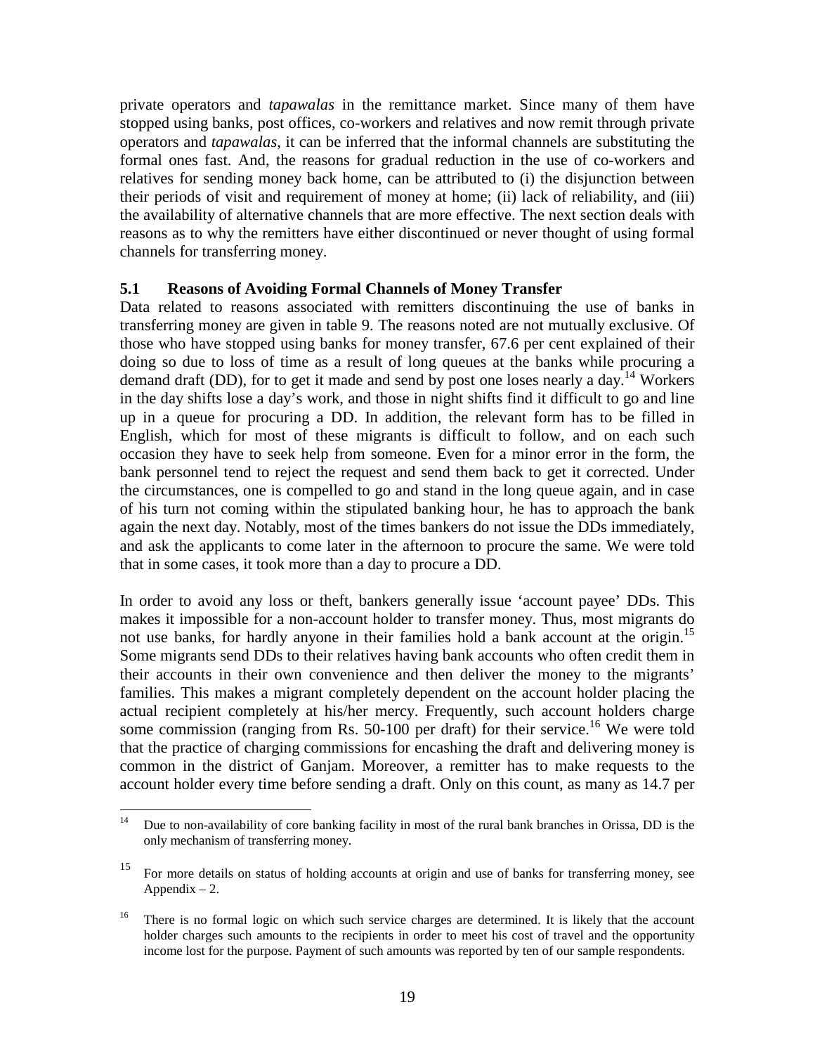private operators and *tapawalas* in the remittance market. Since many of them have stopped using banks, post offices, co-workers and relatives and now remit through private operators and *tapawalas*, it can be inferred that the informal channels are substituting the formal ones fast. And, the reasons for gradual reduction in the use of co-workers and relatives for sending money back home, can be attributed to (i) the disjunction between their periods of visit and requirement of money at home; (ii) lack of reliability, and (iii) the availability of alternative channels that are more effective. The next section deals with reasons as to why the remitters have either discontinued or never thought of using formal channels for transferring money.

### 5.1 Reasons of Avoiding Formal Channels of Money Transfer

Data related to reasons associated with remitters discontinuing the use of banks in transferring money are given in table 9. The reasons noted are not mutually exclusive. Of those who have stopped using banks for money transfer, 67.6 per cent explained of their doing so due to loss of time as a result of long queues at the banks while procuring a demand draft (DD), for to get it made and send by post one loses nearly a day.[14] Workers in the day shifts lose a day's work, and those in night shifts find it difficult to go and line up in a queue for procuring a DD. In addition, the relevant form has to be filled in English, which for most of these migrants is difficult to follow, and on each such occasion they have to seek help from someone. Even for a minor error in the form, the bank personnel tend to reject the request and send them back to get it corrected. Under the circumstances, one is compelled to go and stand in the long queue again, and in case of his turn not coming within the stipulated banking hour, he has to approach the bank again the next day. Notably, most of the times bankers do not issue the DDs immediately, and ask the applicants to come later in the afternoon to procure the same. We were told that in some cases, it took more than a day to procure a DD.

In order to avoid any loss or theft, bankers generally issue 'account payee' DDs. This makes it impossible for a non-account holder to transfer money. Thus, most migrants do not use banks, for hardly anyone in their families hold a bank account at the origin.[15] Some migrants send DDs to their relatives having bank accounts who often credit them in their accounts in their own convenience and then deliver the money to the migrants' families. This makes a migrant completely dependent on the account holder placing the actual recipient completely at his/her mercy. Frequently, such account holders charge some commission (ranging from Rs. 50-100 per draft) for their service.[16] We were told that the practice of charging commissions for encashing the draft and delivering money is common in the district of Ganjam. Moreover, a remitter has to make requests to the account holder every time before sending a draft. Only on this count, as many as 14.7 per

---

[14] Due to non-availability of core banking facility in most of the rural bank branches in Orissa, DD is the only mechanism of transferring money.

[15] For more details on status of holding accounts at origin and use of banks for transferring money, see Appendix – 2.

[16] There is no formal logic on which such service charges are determined. It is likely that the account holder charges such amounts to the recipients in order to meet his cost of travel and the opportunity income lost for the purpose. Payment of such amounts was reported by ten of our sample respondents.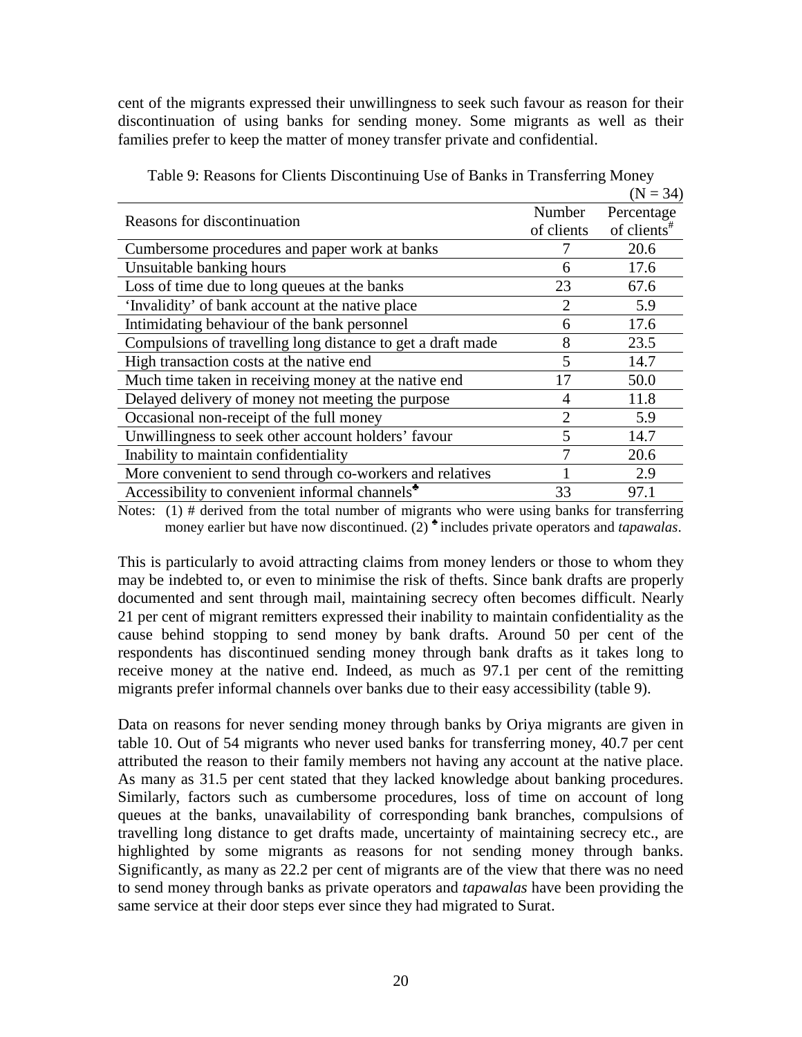cent of the migrants expressed their unwillingness to seek such favour as reason for their discontinuation of using banks for sending money. Some migrants as well as their families prefer to keep the matter of money transfer private and confidential.

Table 9: Reasons for Clients Discontinuing Use of Banks in Transferring Money

(N = 34)

| Reasons for discontinuation | Number of clients | Percentage of clients[#] |
|---|---|---|
| Cumbersome procedures and paper work at banks | 7 | 20.6 |
| Unsuitable banking hours | 6 | 17.6 |
| Loss of time due to long queues at the banks | 23 | 67.6 |
| 'Invalidity' of bank account at the native place | 2 | 5.9 |
| Intimidating behaviour of the bank personnel | 6 | 17.6 |
| Compulsions of travelling long distance to get a draft made | 8 | 23.5 |
| High transaction costs at the native end | 5 | 14.7 |
| Much time taken in receiving money at the native end | 17 | 50.0 |
| Delayed delivery of money not meeting the purpose | 4 | 11.8 |
| Occasional non-receipt of the full money | 2 | 5.9 |
| Unwillingness to seek other account holders' favour | 5 | 14.7 |
| Inability to maintain confidentiality | 7 | 20.6 |
| More convenient to send through co-workers and relatives | 1 | 2.9 |
| Accessibility to convenient informal channels[♣] | 33 | 97.1 |

Notes: (1) # derived from the total number of migrants who were using banks for transferring money earlier but have now discontinued. (2) ♣ includes private operators and *tapawalas*.

This is particularly to avoid attracting claims from money lenders or those to whom they may be indebted to, or even to minimise the risk of thefts. Since bank drafts are properly documented and sent through mail, maintaining secrecy often becomes difficult. Nearly 21 per cent of migrant remitters expressed their inability to maintain confidentiality as the cause behind stopping to send money by bank drafts. Around 50 per cent of the respondents has discontinued sending money through bank drafts as it takes long to receive money at the native end. Indeed, as much as 97.1 per cent of the remitting migrants prefer informal channels over banks due to their easy accessibility (table 9).

Data on reasons for never sending money through banks by Oriya migrants are given in table 10. Out of 54 migrants who never used banks for transferring money, 40.7 per cent attributed the reason to their family members not having any account at the native place. As many as 31.5 per cent stated that they lacked knowledge about banking procedures. Similarly, factors such as cumbersome procedures, loss of time on account of long queues at the banks, unavailability of corresponding bank branches, compulsions of travelling long distance to get drafts made, uncertainty of maintaining secrecy etc., are highlighted by some migrants as reasons for not sending money through banks. Significantly, as many as 22.2 per cent of migrants are of the view that there was no need to send money through banks as private operators and *tapawalas* have been providing the same service at their door steps ever since they had migrated to Surat.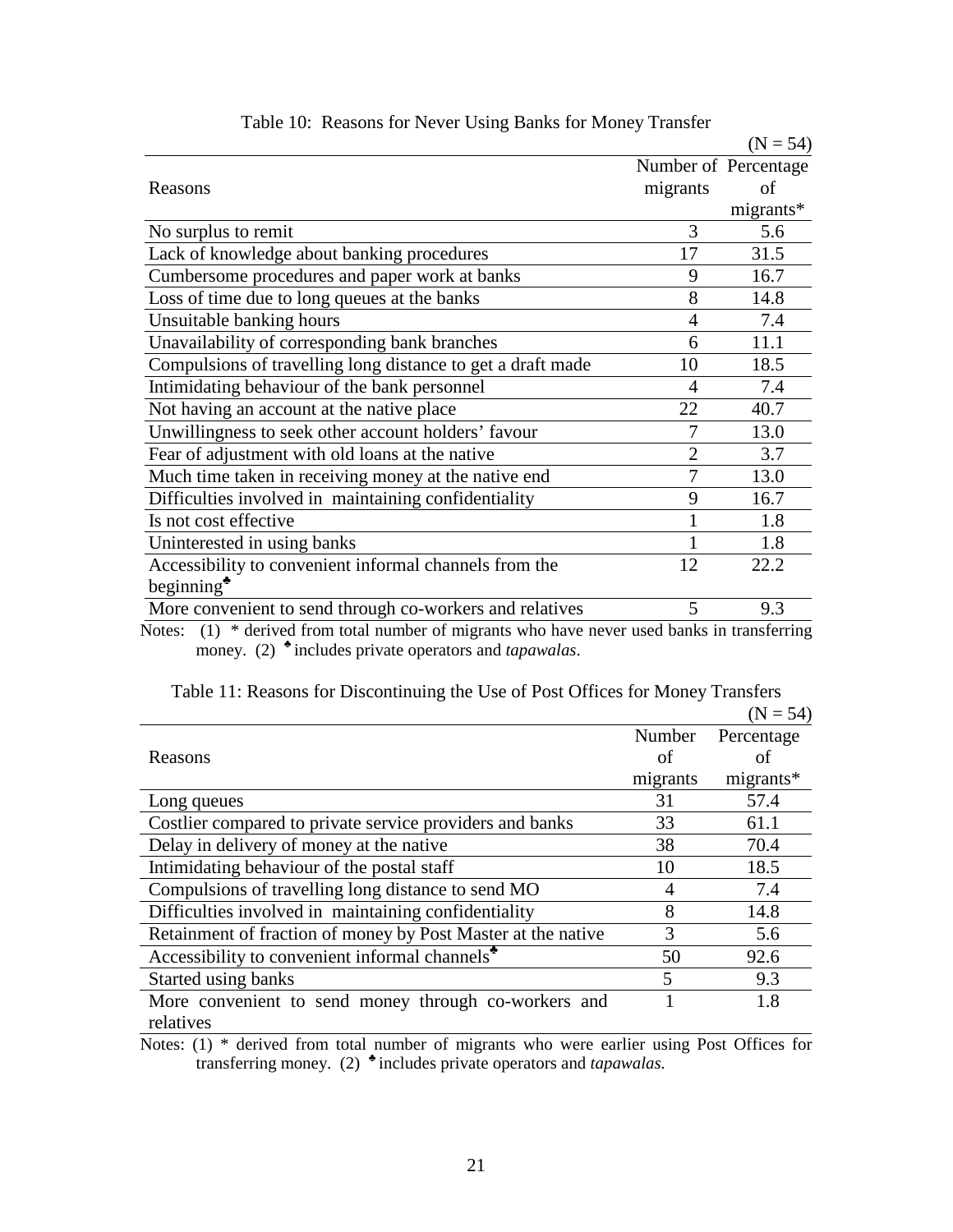Table 10: Reasons for Never Using Banks for Money Transfer

(N = 54)

| Reasons | Number of migrants | Percentage of migrants* |
|---|---|---|
| No surplus to remit | 3 | 5.6 |
| Lack of knowledge about banking procedures | 17 | 31.5 |
| Cumbersome procedures and paper work at banks | 9 | 16.7 |
| Loss of time due to long queues at the banks | 8 | 14.8 |
| Unsuitable banking hours | 4 | 7.4 |
| Unavailability of corresponding bank branches | 6 | 11.1 |
| Compulsions of travelling long distance to get a draft made | 10 | 18.5 |
| Intimidating behaviour of the bank personnel | 4 | 7.4 |
| Not having an account at the native place | 22 | 40.7 |
| Unwillingness to seek other account holders' favour | 7 | 13.0 |
| Fear of adjustment with old loans at the native | 2 | 3.7 |
| Much time taken in receiving money at the native end | 7 | 13.0 |
| Difficulties involved in maintaining confidentiality | 9 | 16.7 |
| Is not cost effective | 1 | 1.8 |
| Uninterested in using banks | 1 | 1.8 |
| Accessibility to convenient informal channels from the beginning♣ | 12 | 22.2 |
| More convenient to send through co-workers and relatives | 5 | 9.3 |

Notes: (1) * derived from total number of migrants who have never used banks in transferring money. (2) ♣ includes private operators and *tapawalas*.

Table 11: Reasons for Discontinuing the Use of Post Offices for Money Transfers

(N = 54)

| Reasons | Number of migrants | Percentage of migrants* |
|---|---|---|
| Long queues | 31 | 57.4 |
| Costlier compared to private service providers and banks | 33 | 61.1 |
| Delay in delivery of money at the native | 38 | 70.4 |
| Intimidating behaviour of the postal staff | 10 | 18.5 |
| Compulsions of travelling long distance to send MO | 4 | 7.4 |
| Difficulties involved in maintaining confidentiality | 8 | 14.8 |
| Retainment of fraction of money by Post Master at the native | 3 | 5.6 |
| Accessibility to convenient informal channels♣ | 50 | 92.6 |
| Started using banks | 5 | 9.3 |
| More convenient to send money through co-workers and relatives | 1 | 1.8 |

Notes: (1) * derived from total number of migrants who were earlier using Post Offices for transferring money. (2) ♣ includes private operators and *tapawalas.*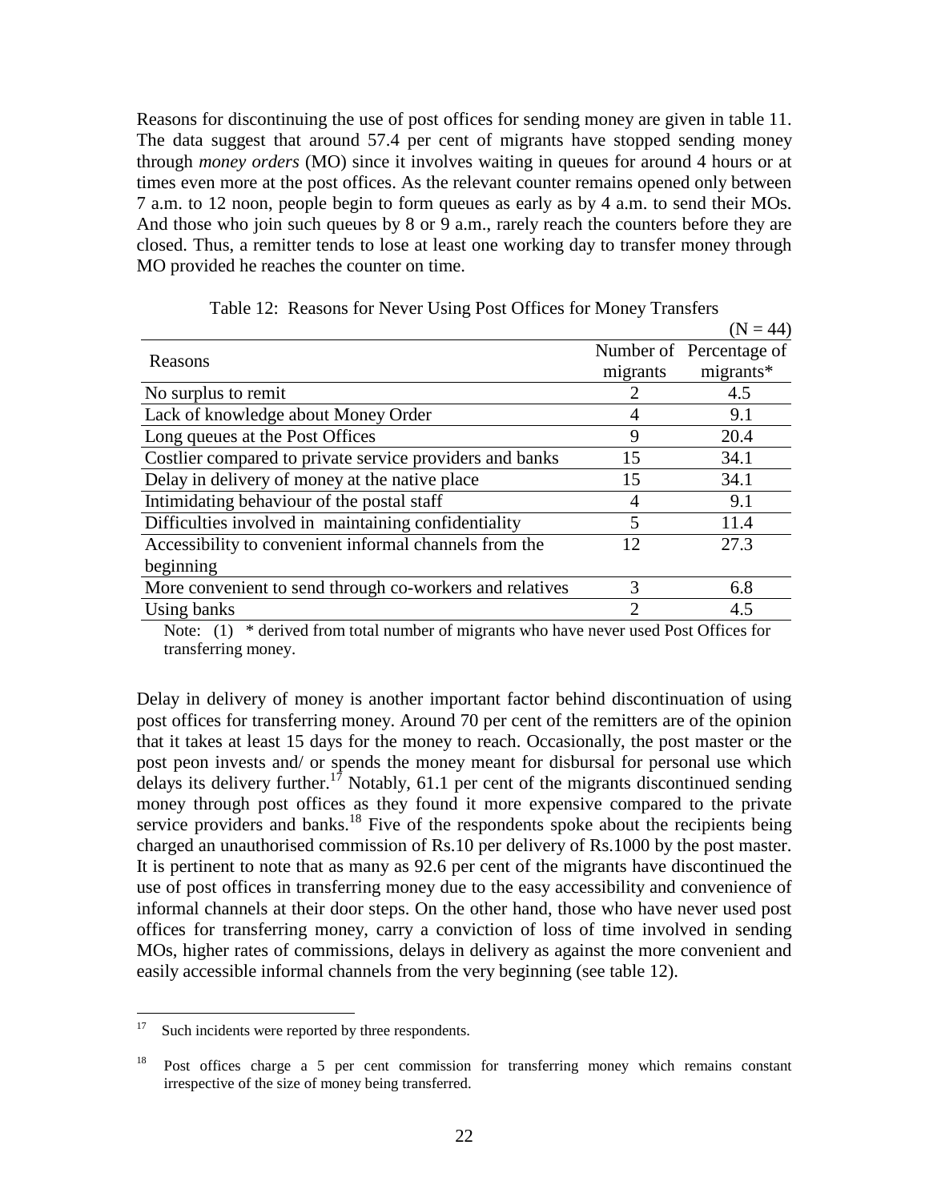Reasons for discontinuing the use of post offices for sending money are given in table 11. The data suggest that around 57.4 per cent of migrants have stopped sending money through *money orders* (MO) since it involves waiting in queues for around 4 hours or at times even more at the post offices. As the relevant counter remains opened only between 7 a.m. to 12 noon, people begin to form queues as early as by 4 a.m. to send their MOs. And those who join such queues by 8 or 9 a.m., rarely reach the counters before they are closed. Thus, a remitter tends to lose at least one working day to transfer money through MO provided he reaches the counter on time.

Table 12: Reasons for Never Using Post Offices for Money Transfers

(N = 44)

| Reasons | Number of migrants | Percentage of migrants* |
|---|---|---|
| No surplus to remit | 2 | 4.5 |
| Lack of knowledge about Money Order | 4 | 9.1 |
| Long queues at the Post Offices | 9 | 20.4 |
| Costlier compared to private service providers and banks | 15 | 34.1 |
| Delay in delivery of money at the native place | 15 | 34.1 |
| Intimidating behaviour of the postal staff | 4 | 9.1 |
| Difficulties involved in maintaining confidentiality | 5 | 11.4 |
| Accessibility to convenient informal channels from the beginning | 12 | 27.3 |
| More convenient to send through co-workers and relatives | 3 | 6.8 |
| Using banks | 2 | 4.5 |

Note: (1) * derived from total number of migrants who have never used Post Offices for transferring money.

Delay in delivery of money is another important factor behind discontinuation of using post offices for transferring money. Around 70 per cent of the remitters are of the opinion that it takes at least 15 days for the money to reach. Occasionally, the post master or the post peon invests and/ or spends the money meant for disbursal for personal use which delays its delivery further.[17] Notably, 61.1 per cent of the migrants discontinued sending money through post offices as they found it more expensive compared to the private service providers and banks.[18] Five of the respondents spoke about the recipients being charged an unauthorised commission of Rs.10 per delivery of Rs.1000 by the post master. It is pertinent to note that as many as 92.6 per cent of the migrants have discontinued the use of post offices in transferring money due to the easy accessibility and convenience of informal channels at their door steps. On the other hand, those who have never used post offices for transferring money, carry a conviction of loss of time involved in sending MOs, higher rates of commissions, delays in delivery as against the more convenient and easily accessible informal channels from the very beginning (see table 12).

[17] Such incidents were reported by three respondents.

[18] Post offices charge a 5 per cent commission for transferring money which remains constant irrespective of the size of money being transferred.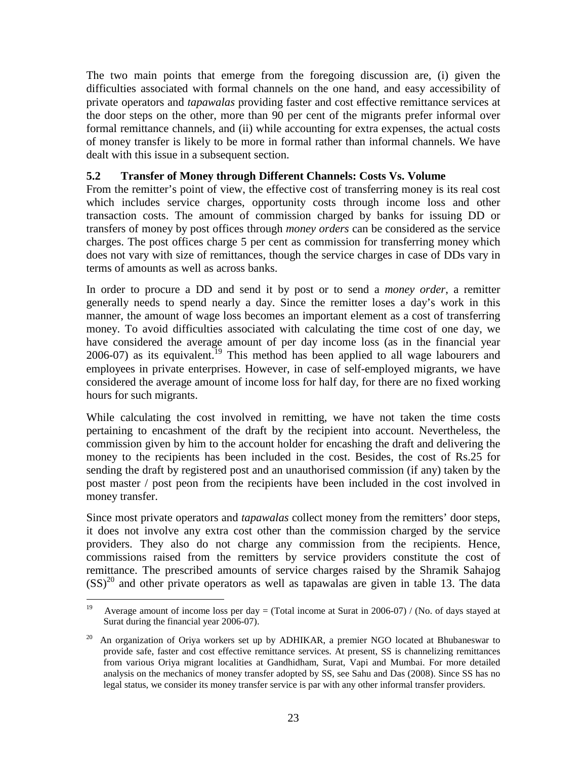The two main points that emerge from the foregoing discussion are, (i) given the difficulties associated with formal channels on the one hand, and easy accessibility of private operators and *tapawalas* providing faster and cost effective remittance services at the door steps on the other, more than 90 per cent of the migrants prefer informal over formal remittance channels, and (ii) while accounting for extra expenses, the actual costs of money transfer is likely to be more in formal rather than informal channels. We have dealt with this issue in a subsequent section.

### 5.2 Transfer of Money through Different Channels: Costs Vs. Volume

From the remitter's point of view, the effective cost of transferring money is its real cost which includes service charges, opportunity costs through income loss and other transaction costs. The amount of commission charged by banks for issuing DD or transfers of money by post offices through *money orders* can be considered as the service charges. The post offices charge 5 per cent as commission for transferring money which does not vary with size of remittances, though the service charges in case of DDs vary in terms of amounts as well as across banks.

In order to procure a DD and send it by post or to send a *money order*, a remitter generally needs to spend nearly a day. Since the remitter loses a day's work in this manner, the amount of wage loss becomes an important element as a cost of transferring money. To avoid difficulties associated with calculating the time cost of one day, we have considered the average amount of per day income loss (as in the financial year 2006-07) as its equivalent.[19] This method has been applied to all wage labourers and employees in private enterprises. However, in case of self-employed migrants, we have considered the average amount of income loss for half day, for there are no fixed working hours for such migrants.

While calculating the cost involved in remitting, we have not taken the time costs pertaining to encashment of the draft by the recipient into account. Nevertheless, the commission given by him to the account holder for encashing the draft and delivering the money to the recipients has been included in the cost. Besides, the cost of Rs.25 for sending the draft by registered post and an unauthorised commission (if any) taken by the post master / post peon from the recipients have been included in the cost involved in money transfer.

Since most private operators and *tapawalas* collect money from the remitters' door steps, it does not involve any extra cost other than the commission charged by the service providers. They also do not charge any commission from the recipients. Hence, commissions raised from the remitters by service providers constitute the cost of remittance. The prescribed amounts of service charges raised by the Shramik Sahajog (SS)[20] and other private operators as well as tapawalas are given in table 13. The data

---

[19] Average amount of income loss per day = (Total income at Surat in 2006-07) / (No. of days stayed at Surat during the financial year 2006-07).

[20] An organization of Oriya workers set up by ADHIKAR, a premier NGO located at Bhubaneswar to provide safe, faster and cost effective remittance services. At present, SS is channelizing remittances from various Oriya migrant localities at Gandhidham, Surat, Vapi and Mumbai. For more detailed analysis on the mechanics of money transfer adopted by SS, see Sahu and Das (2008). Since SS has no legal status, we consider its money transfer service is par with any other informal transfer providers.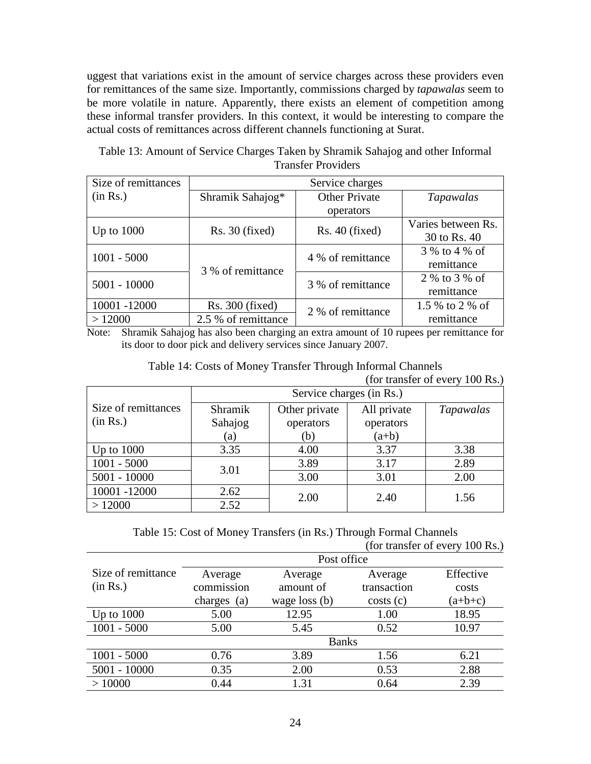uggest that variations exist in the amount of service charges across these providers even for remittances of the same size. Importantly, commissions charged by *tapawalas* seem to be more volatile in nature. Apparently, there exists an element of competition among these informal transfer providers. In this context, it would be interesting to compare the actual costs of remittances across different channels functioning at Surat.

Table 13: Amount of Service Charges Taken by Shramik Sahajog and other Informal Transfer Providers

| Size of remittances (in Rs.) | Service charges | | |
|---|---|---|---|
| | Shramik Sahajog* | Other Private operators | *Tapawalas* |
| Up to 1000 | Rs. 30 (fixed) | Rs. 40 (fixed) | Varies between Rs. 30 to Rs. 40 |
| 1001 - 5000 | 3 % of remittance | 4 % of remittance | 3 % to 4 % of remittance |
| 5001 - 10000 | | 3 % of remittance | 2 % to 3 % of remittance |
| 10001 -12000 | Rs. 300 (fixed) | 2 % of remittance | 1.5 % to 2 % of remittance |
| > 12000 | 2.5 % of remittance | | |

Note: Shramik Sahajog has also been charging an extra amount of 10 rupees per remittance for its door to door pick and delivery services since January 2007.

Table 14: Costs of Money Transfer Through Informal Channels

(for transfer of every 100 Rs.)

| Size of remittances (in Rs.) | Service charges (in Rs.) | | | |
|---|---|---|---|---|
| | Shramik Sahajog (a) | Other private operators (b) | All private operators (a+b) | *Tapawalas* |
| Up to 1000 | 3.35 | 4.00 | 3.37 | 3.38 |
| 1001 - 5000 | 3.01 | 3.89 | 3.17 | 2.89 |
| 5001 - 10000 | | 3.00 | 3.01 | 2.00 |
| 10001 -12000 | 2.62 | 2.00 | 2.40 | 1.56 |
| > 12000 | 2.52 | | | |

Table 15: Cost of Money Transfers (in Rs.) Through Formal Channels

(for transfer of every 100 Rs.)

| Size of remittance (in Rs.) | Post office | | | |
|---|---|---|---|---|
| | Average commission charges (a) | Average amount of wage loss (b) | Average transaction costs (c) | Effective costs (a+b+c) |
| Up to 1000 | 5.00 | 12.95 | 1.00 | 18.95 |
| 1001 - 5000 | 5.00 | 5.45 | 0.52 | 10.97 |
| | Banks | | | |
| 1001 - 5000 | 0.76 | 3.89 | 1.56 | 6.21 |
| 5001 - 10000 | 0.35 | 2.00 | 0.53 | 2.88 |
| > 10000 | 0.44 | 1.31 | 0.64 | 2.39 |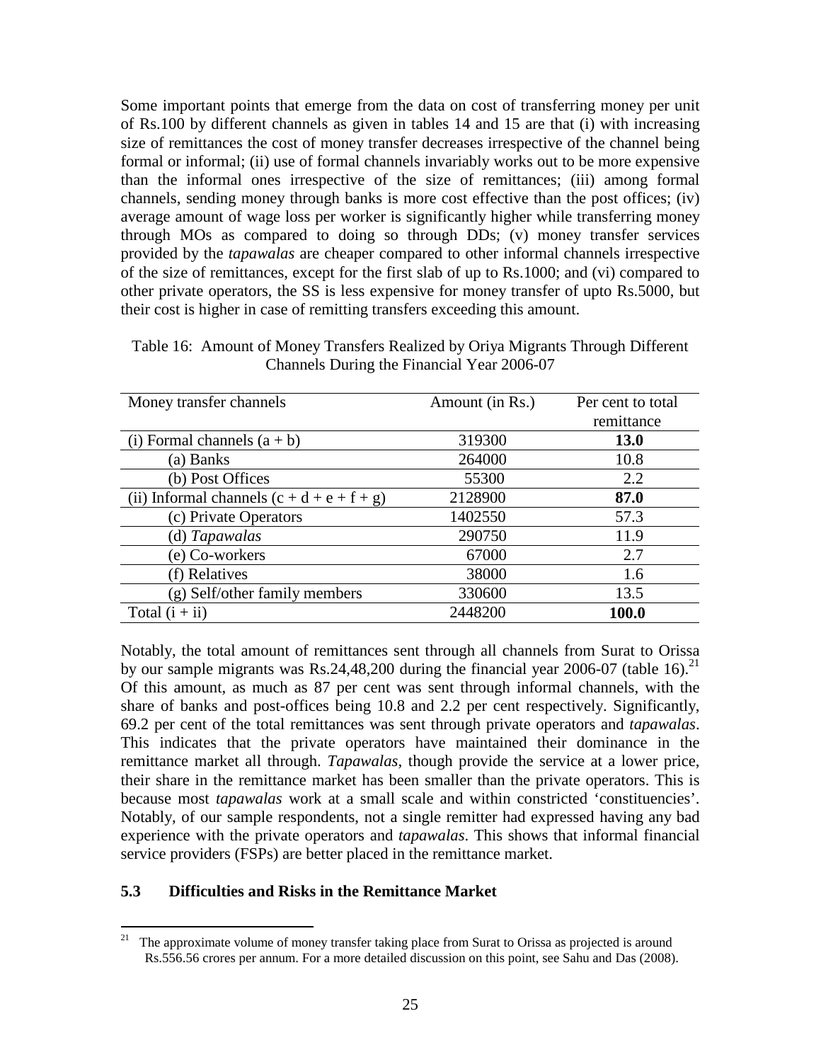Some important points that emerge from the data on cost of transferring money per unit of Rs.100 by different channels as given in tables 14 and 15 are that (i) with increasing size of remittances the cost of money transfer decreases irrespective of the channel being formal or informal; (ii) use of formal channels invariably works out to be more expensive than the informal ones irrespective of the size of remittances; (iii) among formal channels, sending money through banks is more cost effective than the post offices; (iv) average amount of wage loss per worker is significantly higher while transferring money through MOs as compared to doing so through DDs; (v) money transfer services provided by the *tapawalas* are cheaper compared to other informal channels irrespective of the size of remittances, except for the first slab of up to Rs.1000; and (vi) compared to other private operators, the SS is less expensive for money transfer of upto Rs.5000, but their cost is higher in case of remitting transfers exceeding this amount.

Table 16: Amount of Money Transfers Realized by Oriya Migrants Through Different Channels During the Financial Year 2006-07

| Money transfer channels | Amount (in Rs.) | Per cent to total remittance |
|---|---|---|
| (i) Formal channels (a + b) | 319300 | **13.0** |
| (a) Banks | 264000 | 10.8 |
| (b) Post Offices | 55300 | 2.2 |
| (ii) Informal channels (c + d + e + f + g) | 2128900 | **87.0** |
| (c) Private Operators | 1402550 | 57.3 |
| (d) *Tapawalas* | 290750 | 11.9 |
| (e) Co-workers | 67000 | 2.7 |
| (f) Relatives | 38000 | 1.6 |
| (g) Self/other family members | 330600 | 13.5 |
| Total (i + ii) | 2448200 | **100.0** |

Notably, the total amount of remittances sent through all channels from Surat to Orissa by our sample migrants was Rs.24,48,200 during the financial year 2006-07 (table 16).[21] Of this amount, as much as 87 per cent was sent through informal channels, with the share of banks and post-offices being 10.8 and 2.2 per cent respectively. Significantly, 69.2 per cent of the total remittances was sent through private operators and *tapawalas*. This indicates that the private operators have maintained their dominance in the remittance market all through. *Tapawalas*, though provide the service at a lower price, their share in the remittance market has been smaller than the private operators. This is because most *tapawalas* work at a small scale and within constricted 'constituencies'. Notably, of our sample respondents, not a single remitter had expressed having any bad experience with the private operators and *tapawalas*. This shows that informal financial service providers (FSPs) are better placed in the remittance market.

### 5.3 Difficulties and Risks in the Remittance Market

[21] The approximate volume of money transfer taking place from Surat to Orissa as projected is around Rs.556.56 crores per annum. For a more detailed discussion on this point, see Sahu and Das (2008).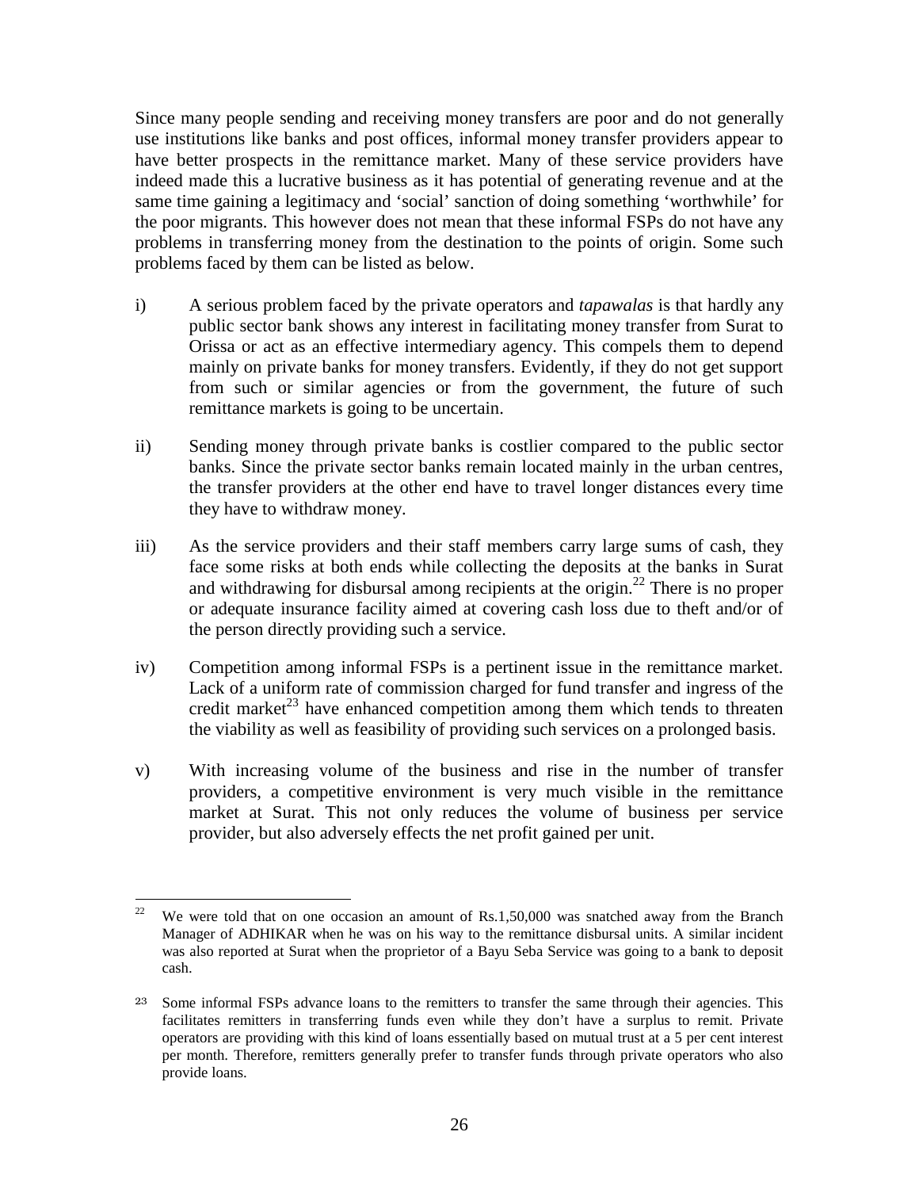Since many people sending and receiving money transfers are poor and do not generally use institutions like banks and post offices, informal money transfer providers appear to have better prospects in the remittance market. Many of these service providers have indeed made this a lucrative business as it has potential of generating revenue and at the same time gaining a legitimacy and 'social' sanction of doing something 'worthwhile' for the poor migrants. This however does not mean that these informal FSPs do not have any problems in transferring money from the destination to the points of origin. Some such problems faced by them can be listed as below.

i) A serious problem faced by the private operators and *tapawalas* is that hardly any public sector bank shows any interest in facilitating money transfer from Surat to Orissa or act as an effective intermediary agency. This compels them to depend mainly on private banks for money transfers. Evidently, if they do not get support from such or similar agencies or from the government, the future of such remittance markets is going to be uncertain.

ii) Sending money through private banks is costlier compared to the public sector banks. Since the private sector banks remain located mainly in the urban centres, the transfer providers at the other end have to travel longer distances every time they have to withdraw money.

iii) As the service providers and their staff members carry large sums of cash, they face some risks at both ends while collecting the deposits at the banks in Surat and withdrawing for disbursal among recipients at the origin.[22] There is no proper or adequate insurance facility aimed at covering cash loss due to theft and/or of the person directly providing such a service.

iv) Competition among informal FSPs is a pertinent issue in the remittance market. Lack of a uniform rate of commission charged for fund transfer and ingress of the credit market[23] have enhanced competition among them which tends to threaten the viability as well as feasibility of providing such services on a prolonged basis.

v) With increasing volume of the business and rise in the number of transfer providers, a competitive environment is very much visible in the remittance market at Surat. This not only reduces the volume of business per service provider, but also adversely effects the net profit gained per unit.

---

[22] We were told that on one occasion an amount of Rs.1,50,000 was snatched away from the Branch Manager of ADHIKAR when he was on his way to the remittance disbursal units. A similar incident was also reported at Surat when the proprietor of a Bayu Seba Service was going to a bank to deposit cash.

[23] Some informal FSPs advance loans to the remitters to transfer the same through their agencies. This facilitates remitters in transferring funds even while they don't have a surplus to remit. Private operators are providing with this kind of loans essentially based on mutual trust at a 5 per cent interest per month. Therefore, remitters generally prefer to transfer funds through private operators who also provide loans.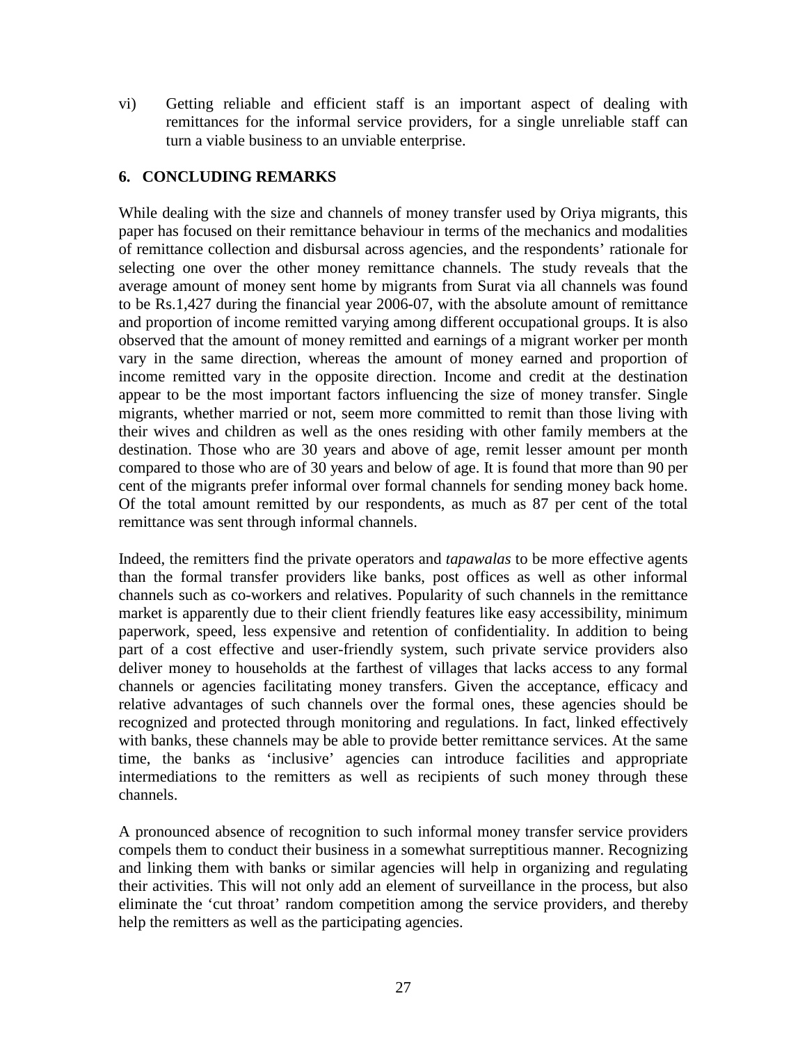vi) Getting reliable and efficient staff is an important aspect of dealing with remittances for the informal service providers, for a single unreliable staff can turn a viable business to an unviable enterprise.

## 6. CONCLUDING REMARKS

While dealing with the size and channels of money transfer used by Oriya migrants, this paper has focused on their remittance behaviour in terms of the mechanics and modalities of remittance collection and disbursal across agencies, and the respondents' rationale for selecting one over the other money remittance channels. The study reveals that the average amount of money sent home by migrants from Surat via all channels was found to be Rs.1,427 during the financial year 2006-07, with the absolute amount of remittance and proportion of income remitted varying among different occupational groups. It is also observed that the amount of money remitted and earnings of a migrant worker per month vary in the same direction, whereas the amount of money earned and proportion of income remitted vary in the opposite direction. Income and credit at the destination appear to be the most important factors influencing the size of money transfer. Single migrants, whether married or not, seem more committed to remit than those living with their wives and children as well as the ones residing with other family members at the destination. Those who are 30 years and above of age, remit lesser amount per month compared to those who are of 30 years and below of age. It is found that more than 90 per cent of the migrants prefer informal over formal channels for sending money back home. Of the total amount remitted by our respondents, as much as 87 per cent of the total remittance was sent through informal channels.

Indeed, the remitters find the private operators and *tapawalas* to be more effective agents than the formal transfer providers like banks, post offices as well as other informal channels such as co-workers and relatives. Popularity of such channels in the remittance market is apparently due to their client friendly features like easy accessibility, minimum paperwork, speed, less expensive and retention of confidentiality. In addition to being part of a cost effective and user-friendly system, such private service providers also deliver money to households at the farthest of villages that lacks access to any formal channels or agencies facilitating money transfers. Given the acceptance, efficacy and relative advantages of such channels over the formal ones, these agencies should be recognized and protected through monitoring and regulations. In fact, linked effectively with banks, these channels may be able to provide better remittance services. At the same time, the banks as 'inclusive' agencies can introduce facilities and appropriate intermediations to the remitters as well as recipients of such money through these channels.

A pronounced absence of recognition to such informal money transfer service providers compels them to conduct their business in a somewhat surreptitious manner. Recognizing and linking them with banks or similar agencies will help in organizing and regulating their activities. This will not only add an element of surveillance in the process, but also eliminate the 'cut throat' random competition among the service providers, and thereby help the remitters as well as the participating agencies.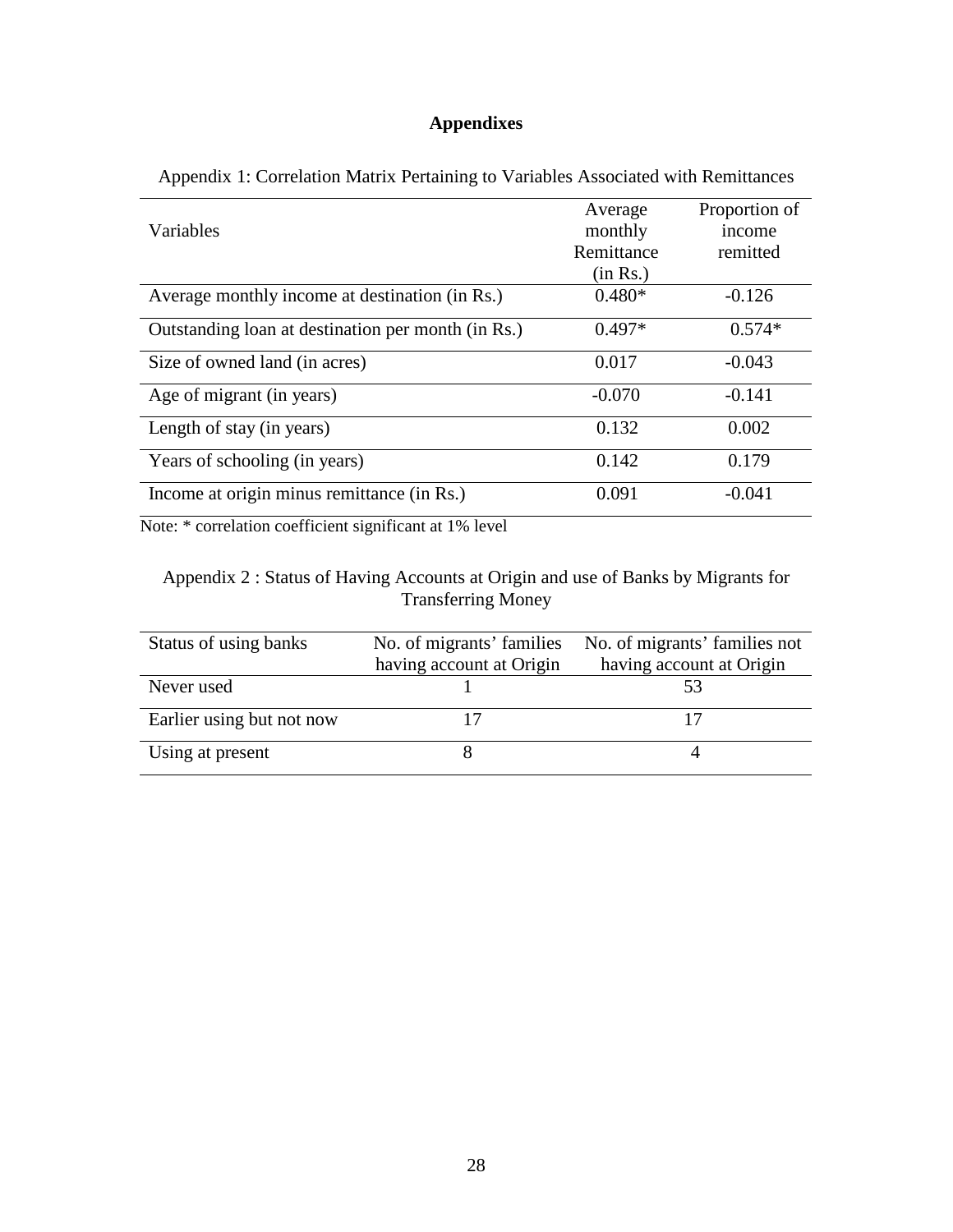# Appendixes

Appendix 1: Correlation Matrix Pertaining to Variables Associated with Remittances

| Variables | Average monthly Remittance (in Rs.) | Proportion of income remitted |
|---|---|---|
| Average monthly income at destination (in Rs.) | 0.480* | -0.126 |
| Outstanding loan at destination per month (in Rs.) | 0.497* | 0.574* |
| Size of owned land (in acres) | 0.017 | -0.043 |
| Age of migrant (in years) | -0.070 | -0.141 |
| Length of stay (in years) | 0.132 | 0.002 |
| Years of schooling (in years) | 0.142 | 0.179 |
| Income at origin minus remittance (in Rs.) | 0.091 | -0.041 |

Note: * correlation coefficient significant at 1% level

Appendix 2 : Status of Having Accounts at Origin and use of Banks by Migrants for Transferring Money

| Status of using banks | No. of migrants' families having account at Origin | No. of migrants' families not having account at Origin |
|---|---|---|
| Never used | 1 | 53 |
| Earlier using but not now | 17 | 17 |
| Using at present | 8 | 4 |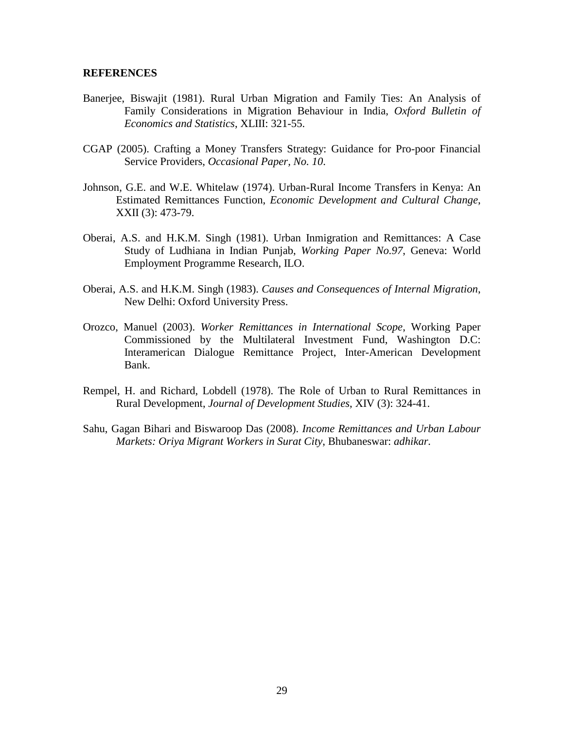**REFERENCES**

Banerjee, Biswajit (1981). Rural Urban Migration and Family Ties: An Analysis of Family Considerations in Migration Behaviour in India, *Oxford Bulletin of Economics and Statistics*, XLIII: 321-55.

CGAP (2005). Crafting a Money Transfers Strategy: Guidance for Pro-poor Financial Service Providers, *Occasional Paper, No. 10*.

Johnson, G.E. and W.E. Whitelaw (1974). Urban-Rural Income Transfers in Kenya: An Estimated Remittances Function, *Economic Development and Cultural Change*, XXII (3): 473-79.

Oberai, A.S. and H.K.M. Singh (1981). Urban Inmigration and Remittances: A Case Study of Ludhiana in Indian Punjab, *Working Paper No.97*, Geneva: World Employment Programme Research, ILO.

Oberai, A.S. and H.K.M. Singh (1983). *Causes and Consequences of Internal Migration*, New Delhi: Oxford University Press.

Orozco, Manuel (2003). *Worker Remittances in International Scope*, Working Paper Commissioned by the Multilateral Investment Fund, Washington D.C: Interamerican Dialogue Remittance Project, Inter-American Development Bank.

Rempel, H. and Richard, Lobdell (1978). The Role of Urban to Rural Remittances in Rural Development, *Journal of Development Studies*, XIV (3): 324-41.

Sahu, Gagan Bihari and Biswaroop Das (2008). *Income Remittances and Urban Labour Markets: Oriya Migrant Workers in Surat City*, Bhubaneswar: *adhikar*.